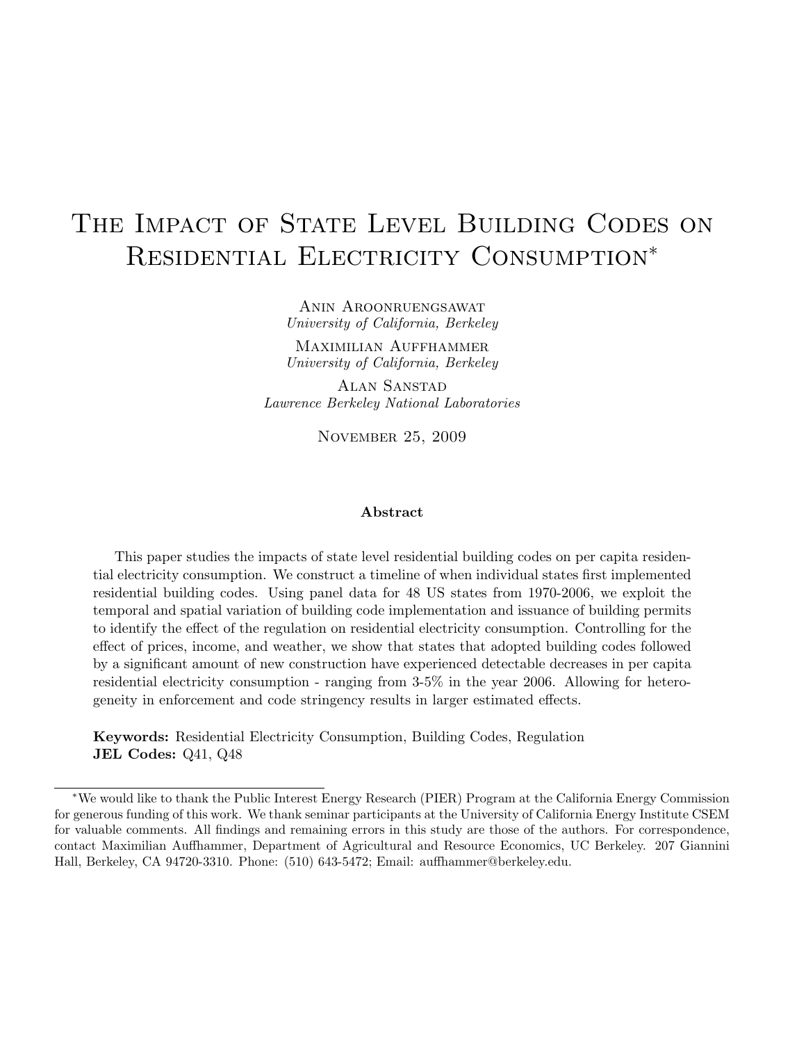# The Impact of State Level Building Codes on Residential Electricity Consumption*

Anin Aroonruengsawat
*University of California, Berkeley*

Maximilian Auffhammer
*University of California, Berkeley*

Alan Sanstad
*Lawrence Berkeley National Laboratories*

November 25, 2009

## Abstract

This paper studies the impacts of state level residential building codes on per capita residential electricity consumption. We construct a timeline of when individual states first implemented residential building codes. Using panel data for 48 US states from 1970-2006, we exploit the temporal and spatial variation of building code implementation and issuance of building permits to identify the effect of the regulation on residential electricity consumption. Controlling for the effect of prices, income, and weather, we show that states that adopted building codes followed by a significant amount of new construction have experienced detectable decreases in per capita residential electricity consumption - ranging from 3-5% in the year 2006. Allowing for heterogeneity in enforcement and code stringency results in larger estimated effects.

**Keywords:** Residential Electricity Consumption, Building Codes, Regulation
**JEL Codes:** Q41, Q48

---

*We would like to thank the Public Interest Energy Research (PIER) Program at the California Energy Commission for generous funding of this work. We thank seminar participants at the University of California Energy Institute CSEM for valuable comments. All findings and remaining errors in this study are those of the authors. For correspondence, contact Maximilian Auffhammer, Department of Agricultural and Resource Economics, UC Berkeley. 207 Giannini Hall, Berkeley, CA 94720-3310. Phone: (510) 643-5472; Email: auffhammer@berkeley.edu.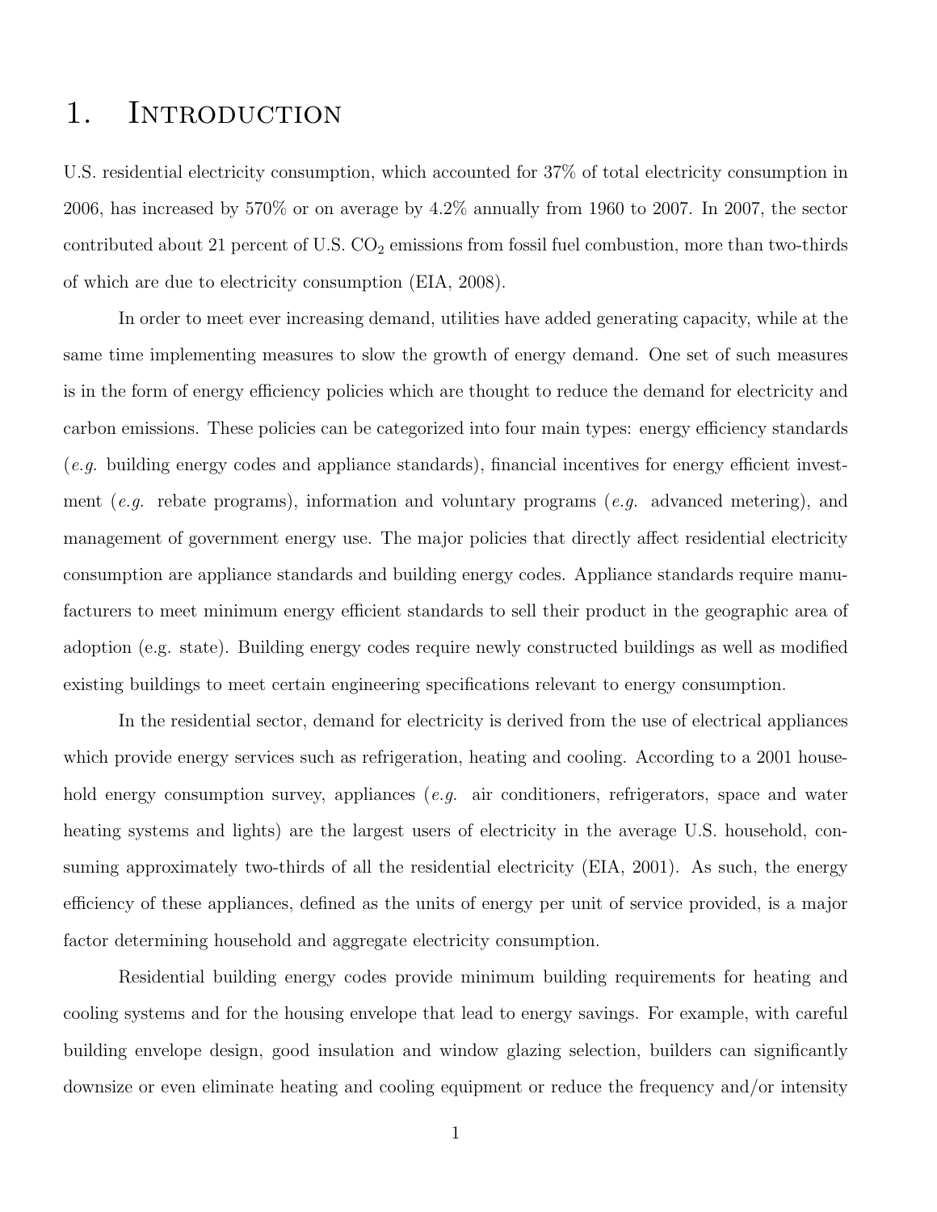# 1. Introduction

U.S. residential electricity consumption, which accounted for 37% of total electricity consumption in 2006, has increased by 570% or on average by 4.2% annually from 1960 to 2007. In 2007, the sector contributed about 21 percent of U.S. $CO_2$ emissions from fossil fuel combustion, more than two-thirds of which are due to electricity consumption (EIA, 2008).

In order to meet ever increasing demand, utilities have added generating capacity, while at the same time implementing measures to slow the growth of energy demand. One set of such measures is in the form of energy efficiency policies which are thought to reduce the demand for electricity and carbon emissions. These policies can be categorized into four main types: energy efficiency standards (*e.g.* building energy codes and appliance standards), financial incentives for energy efficient investment (*e.g.* rebate programs), information and voluntary programs (*e.g.* advanced metering), and management of government energy use. The major policies that directly affect residential electricity consumption are appliance standards and building energy codes. Appliance standards require manufacturers to meet minimum energy efficient standards to sell their product in the geographic area of adoption (e.g. state). Building energy codes require newly constructed buildings as well as modified existing buildings to meet certain engineering specifications relevant to energy consumption.

In the residential sector, demand for electricity is derived from the use of electrical appliances which provide energy services such as refrigeration, heating and cooling. According to a 2001 household energy consumption survey, appliances (*e.g.* air conditioners, refrigerators, space and water heating systems and lights) are the largest users of electricity in the average U.S. household, consuming approximately two-thirds of all the residential electricity (EIA, 2001). As such, the energy efficiency of these appliances, defined as the units of energy per unit of service provided, is a major factor determining household and aggregate electricity consumption.

Residential building energy codes provide minimum building requirements for heating and cooling systems and for the housing envelope that lead to energy savings. For example, with careful building envelope design, good insulation and window glazing selection, builders can significantly downsize or even eliminate heating and cooling equipment or reduce the frequency and/or intensity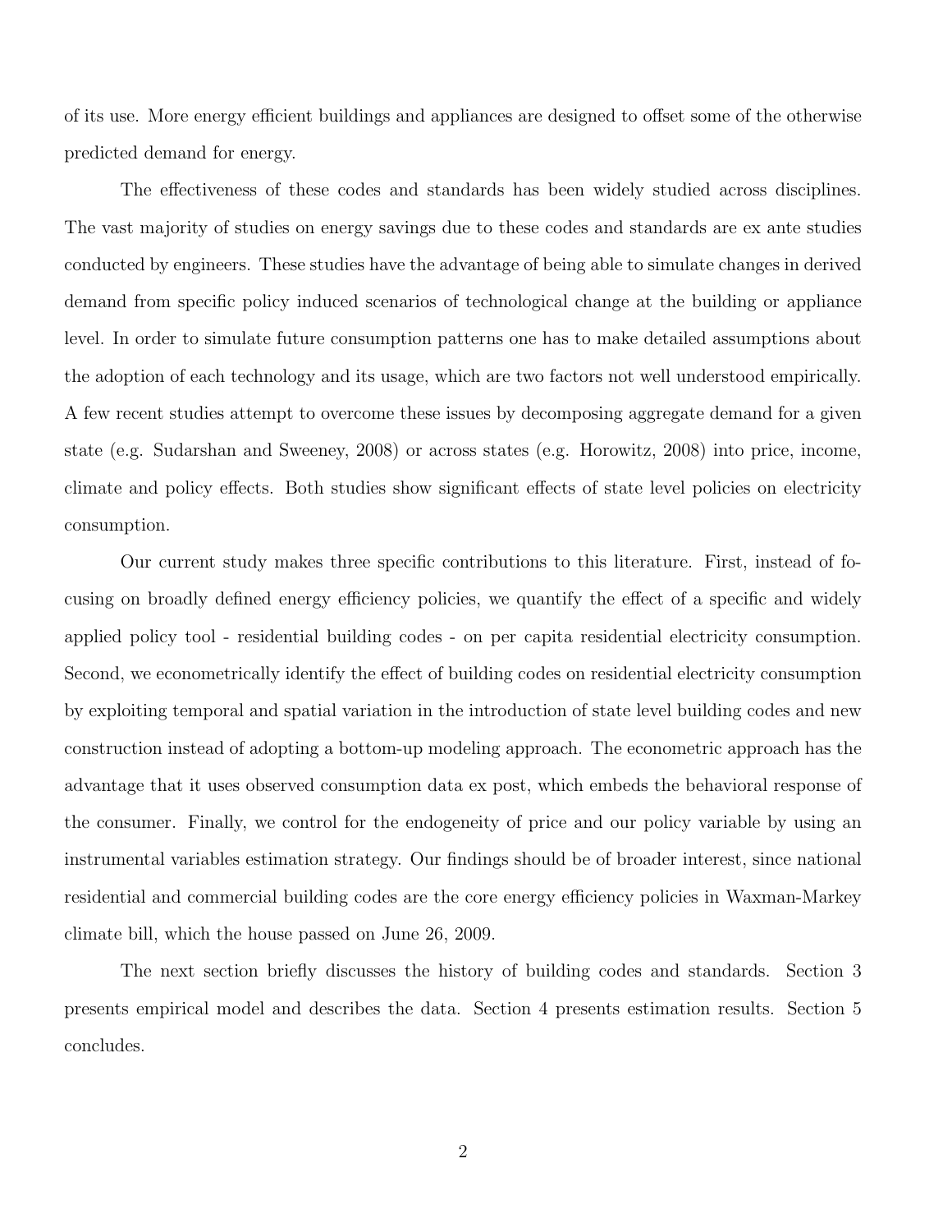of its use. More energy efficient buildings and appliances are designed to offset some of the otherwise predicted demand for energy.

The effectiveness of these codes and standards has been widely studied across disciplines. The vast majority of studies on energy savings due to these codes and standards are ex ante studies conducted by engineers. These studies have the advantage of being able to simulate changes in derived demand from specific policy induced scenarios of technological change at the building or appliance level. In order to simulate future consumption patterns one has to make detailed assumptions about the adoption of each technology and its usage, which are two factors not well understood empirically. A few recent studies attempt to overcome these issues by decomposing aggregate demand for a given state (e.g. Sudarshan and Sweeney, 2008) or across states (e.g. Horowitz, 2008) into price, income, climate and policy effects. Both studies show significant effects of state level policies on electricity consumption.

Our current study makes three specific contributions to this literature. First, instead of focusing on broadly defined energy efficiency policies, we quantify the effect of a specific and widely applied policy tool - residential building codes - on per capita residential electricity consumption. Second, we econometrically identify the effect of building codes on residential electricity consumption by exploiting temporal and spatial variation in the introduction of state level building codes and new construction instead of adopting a bottom-up modeling approach. The econometric approach has the advantage that it uses observed consumption data ex post, which embeds the behavioral response of the consumer. Finally, we control for the endogeneity of price and our policy variable by using an instrumental variables estimation strategy. Our findings should be of broader interest, since national residential and commercial building codes are the core energy efficiency policies in Waxman-Markey climate bill, which the house passed on June 26, 2009.

The next section briefly discusses the history of building codes and standards. Section 3 presents empirical model and describes the data. Section 4 presents estimation results. Section 5 concludes.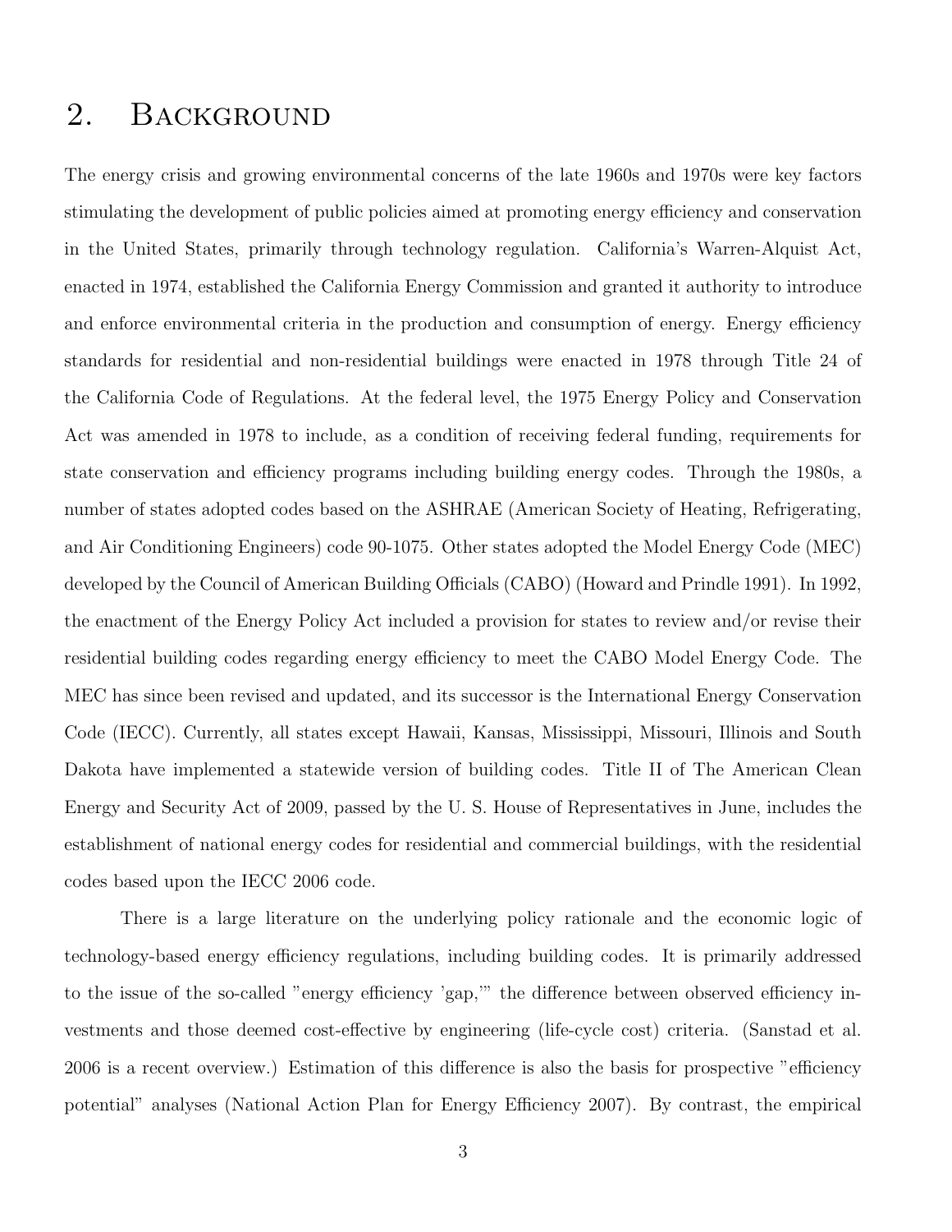## 2. Background

The energy crisis and growing environmental concerns of the late 1960s and 1970s were key factors stimulating the development of public policies aimed at promoting energy efficiency and conservation in the United States, primarily through technology regulation. California's Warren-Alquist Act, enacted in 1974, established the California Energy Commission and granted it authority to introduce and enforce environmental criteria in the production and consumption of energy. Energy efficiency standards for residential and non-residential buildings were enacted in 1978 through Title 24 of the California Code of Regulations. At the federal level, the 1975 Energy Policy and Conservation Act was amended in 1978 to include, as a condition of receiving federal funding, requirements for state conservation and efficiency programs including building energy codes. Through the 1980s, a number of states adopted codes based on the ASHRAE (American Society of Heating, Refrigerating, and Air Conditioning Engineers) code 90-1075. Other states adopted the Model Energy Code (MEC) developed by the Council of American Building Officials (CABO) (Howard and Prindle 1991). In 1992, the enactment of the Energy Policy Act included a provision for states to review and/or revise their residential building codes regarding energy efficiency to meet the CABO Model Energy Code. The MEC has since been revised and updated, and its successor is the International Energy Conservation Code (IECC). Currently, all states except Hawaii, Kansas, Mississippi, Missouri, Illinois and South Dakota have implemented a statewide version of building codes. Title II of The American Clean Energy and Security Act of 2009, passed by the U. S. House of Representatives in June, includes the establishment of national energy codes for residential and commercial buildings, with the residential codes based upon the IECC 2006 code.

There is a large literature on the underlying policy rationale and the economic logic of technology-based energy efficiency regulations, including building codes. It is primarily addressed to the issue of the so-called "energy efficiency 'gap,'" the difference between observed efficiency investments and those deemed cost-effective by engineering (life-cycle cost) criteria. (Sanstad et al. 2006 is a recent overview.) Estimation of this difference is also the basis for prospective "efficiency potential" analyses (National Action Plan for Energy Efficiency 2007). By contrast, the empirical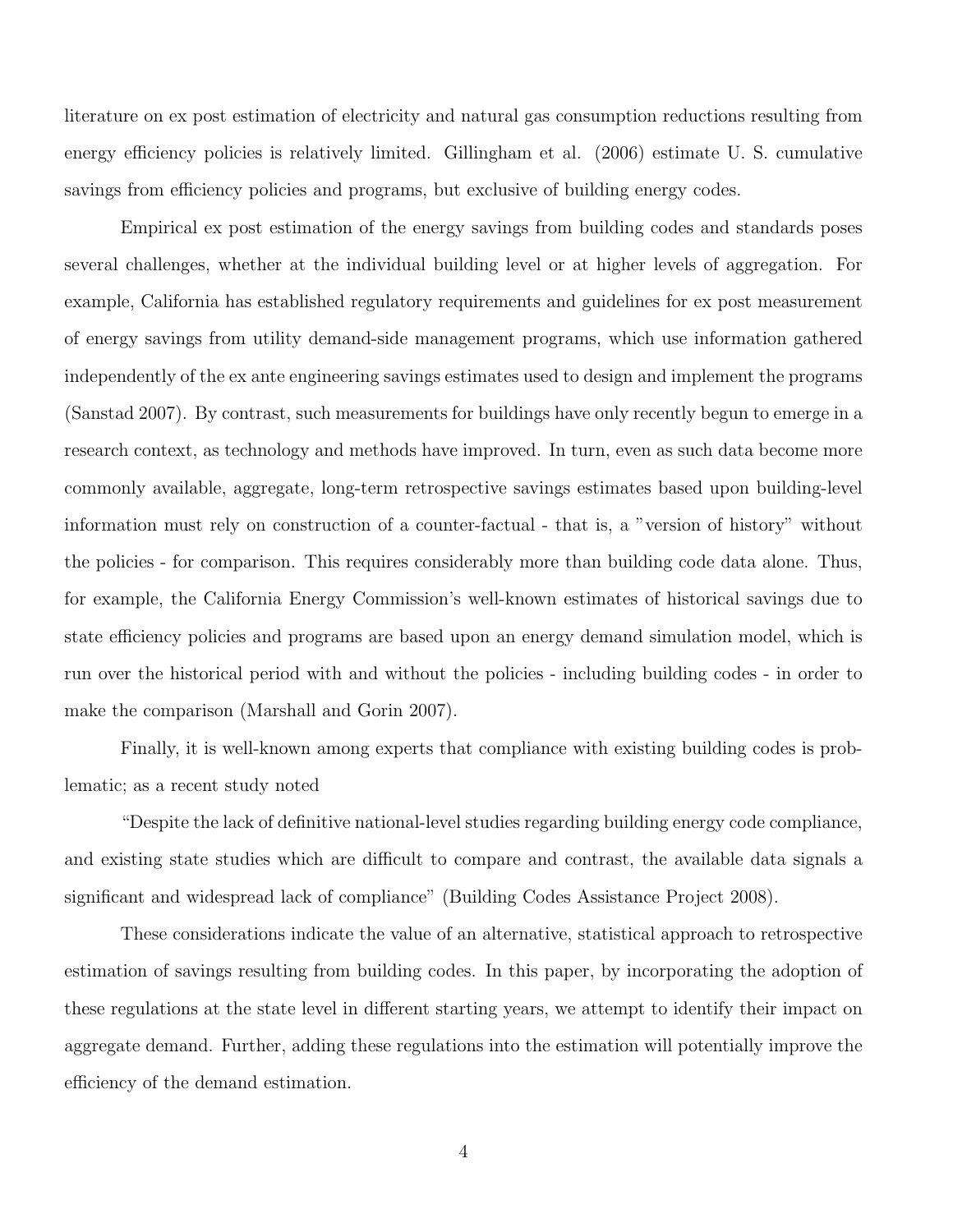literature on ex post estimation of electricity and natural gas consumption reductions resulting from energy efficiency policies is relatively limited. Gillingham et al. (2006) estimate U. S. cumulative savings from efficiency policies and programs, but exclusive of building energy codes.

Empirical ex post estimation of the energy savings from building codes and standards poses several challenges, whether at the individual building level or at higher levels of aggregation. For example, California has established regulatory requirements and guidelines for ex post measurement of energy savings from utility demand-side management programs, which use information gathered independently of the ex ante engineering savings estimates used to design and implement the programs (Sanstad 2007). By contrast, such measurements for buildings have only recently begun to emerge in a research context, as technology and methods have improved. In turn, even as such data become more commonly available, aggregate, long-term retrospective savings estimates based upon building-level information must rely on construction of a counter-factual - that is, a "version of history" without the policies - for comparison. This requires considerably more than building code data alone. Thus, for example, the California Energy Commission's well-known estimates of historical savings due to state efficiency policies and programs are based upon an energy demand simulation model, which is run over the historical period with and without the policies - including building codes - in order to make the comparison (Marshall and Gorin 2007).

Finally, it is well-known among experts that compliance with existing building codes is problematic; as a recent study noted

"Despite the lack of definitive national-level studies regarding building energy code compliance, and existing state studies which are difficult to compare and contrast, the available data signals a significant and widespread lack of compliance" (Building Codes Assistance Project 2008).

These considerations indicate the value of an alternative, statistical approach to retrospective estimation of savings resulting from building codes. In this paper, by incorporating the adoption of these regulations at the state level in different starting years, we attempt to identify their impact on aggregate demand. Further, adding these regulations into the estimation will potentially improve the efficiency of the demand estimation.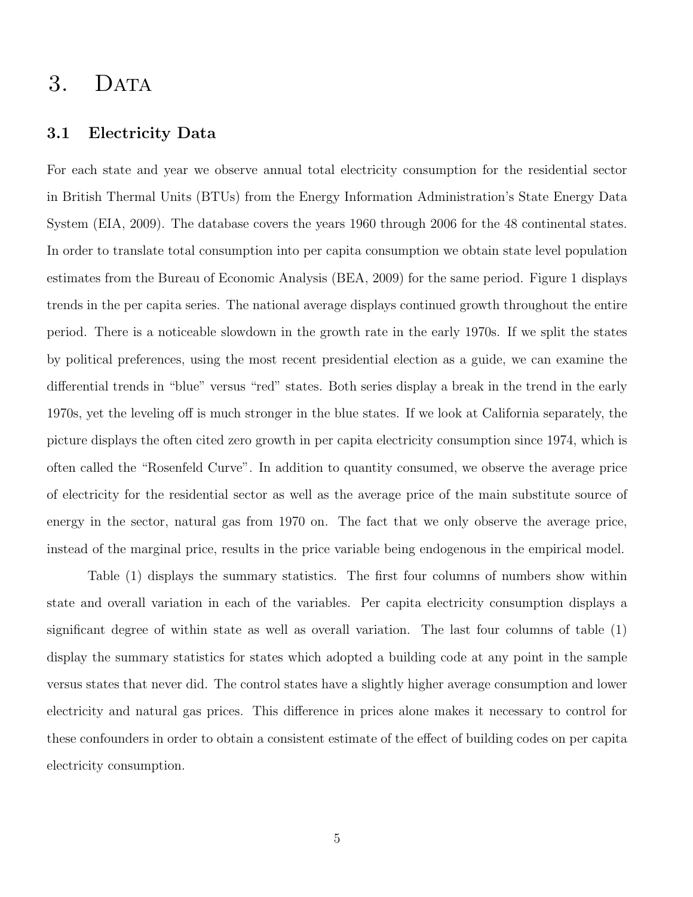# 3. Data

## 3.1 Electricity Data

For each state and year we observe annual total electricity consumption for the residential sector in British Thermal Units (BTUs) from the Energy Information Administration's State Energy Data System (EIA, 2009). The database covers the years 1960 through 2006 for the 48 continental states. In order to translate total consumption into per capita consumption we obtain state level population estimates from the Bureau of Economic Analysis (BEA, 2009) for the same period. Figure 1 displays trends in the per capita series. The national average displays continued growth throughout the entire period. There is a noticeable slowdown in the growth rate in the early 1970s. If we split the states by political preferences, using the most recent presidential election as a guide, we can examine the differential trends in "blue" versus "red" states. Both series display a break in the trend in the early 1970s, yet the leveling off is much stronger in the blue states. If we look at California separately, the picture displays the often cited zero growth in per capita electricity consumption since 1974, which is often called the "Rosenfeld Curve". In addition to quantity consumed, we observe the average price of electricity for the residential sector as well as the average price of the main substitute source of energy in the sector, natural gas from 1970 on. The fact that we only observe the average price, instead of the marginal price, results in the price variable being endogenous in the empirical model.

Table (1) displays the summary statistics. The first four columns of numbers show within state and overall variation in each of the variables. Per capita electricity consumption displays a significant degree of within state as well as overall variation. The last four columns of table (1) display the summary statistics for states which adopted a building code at any point in the sample versus states that never did. The control states have a slightly higher average consumption and lower electricity and natural gas prices. This difference in prices alone makes it necessary to control for these confounders in order to obtain a consistent estimate of the effect of building codes on per capita electricity consumption.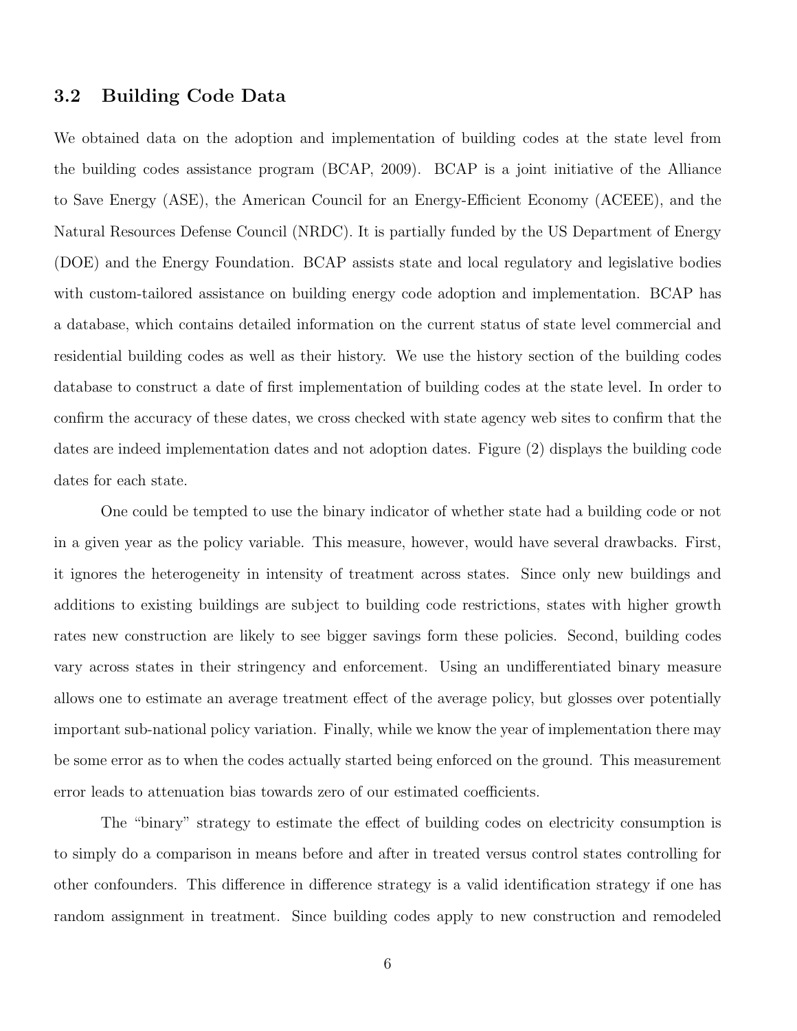### 3.2 Building Code Data

We obtained data on the adoption and implementation of building codes at the state level from the building codes assistance program (BCAP, 2009). BCAP is a joint initiative of the Alliance to Save Energy (ASE), the American Council for an Energy-Efficient Economy (ACEEE), and the Natural Resources Defense Council (NRDC). It is partially funded by the US Department of Energy (DOE) and the Energy Foundation. BCAP assists state and local regulatory and legislative bodies with custom-tailored assistance on building energy code adoption and implementation. BCAP has a database, which contains detailed information on the current status of state level commercial and residential building codes as well as their history. We use the history section of the building codes database to construct a date of first implementation of building codes at the state level. In order to confirm the accuracy of these dates, we cross checked with state agency web sites to confirm that the dates are indeed implementation dates and not adoption dates. Figure (2) displays the building code dates for each state.

One could be tempted to use the binary indicator of whether state had a building code or not in a given year as the policy variable. This measure, however, would have several drawbacks. First, it ignores the heterogeneity in intensity of treatment across states. Since only new buildings and additions to existing buildings are subject to building code restrictions, states with higher growth rates new construction are likely to see bigger savings form these policies. Second, building codes vary across states in their stringency and enforcement. Using an undifferentiated binary measure allows one to estimate an average treatment effect of the average policy, but glosses over potentially important sub-national policy variation. Finally, while we know the year of implementation there may be some error as to when the codes actually started being enforced on the ground. This measurement error leads to attenuation bias towards zero of our estimated coefficients.

The "binary" strategy to estimate the effect of building codes on electricity consumption is to simply do a comparison in means before and after in treated versus control states controlling for other confounders. This difference in difference strategy is a valid identification strategy if one has random assignment in treatment. Since building codes apply to new construction and remodeled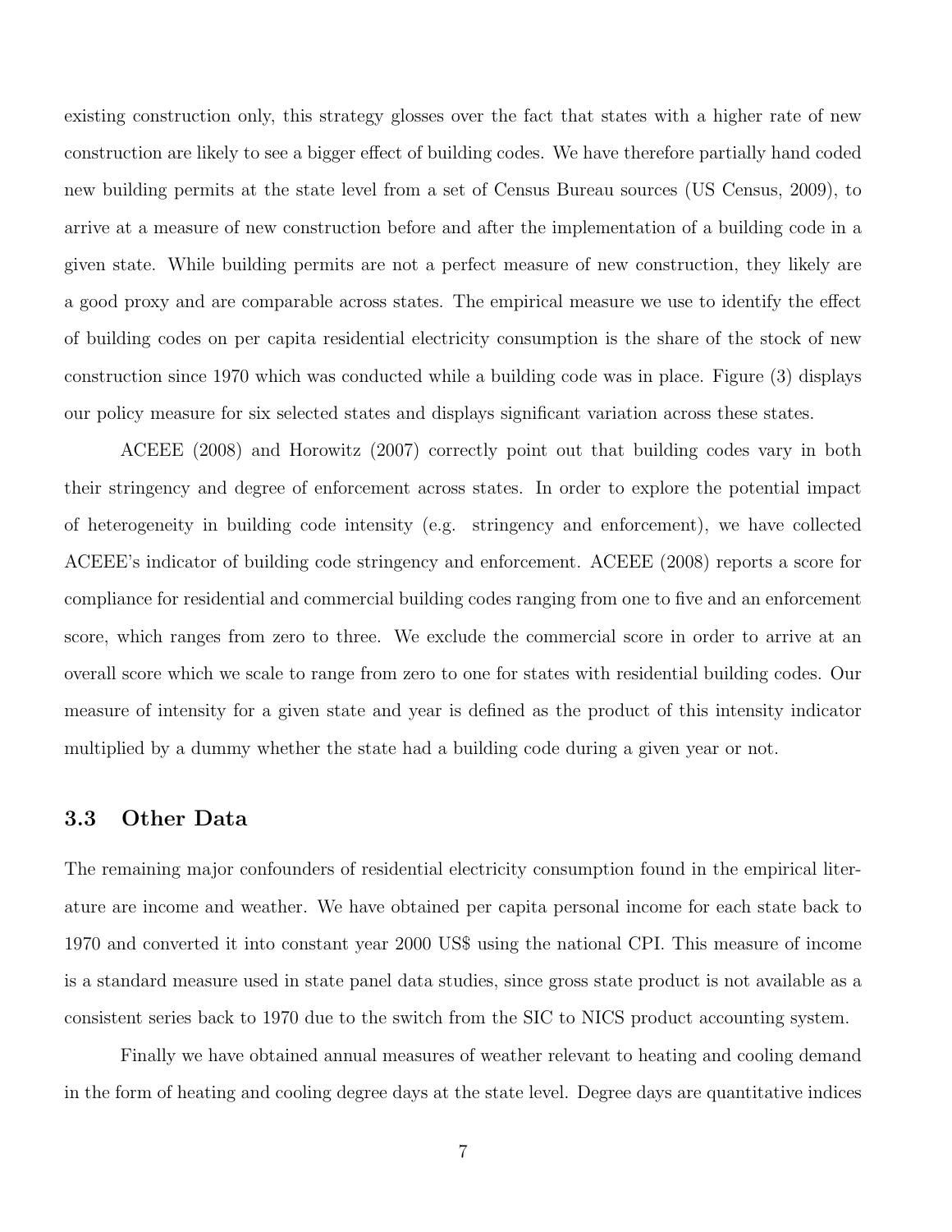existing construction only, this strategy glosses over the fact that states with a higher rate of new construction are likely to see a bigger effect of building codes. We have therefore partially hand coded new building permits at the state level from a set of Census Bureau sources (US Census, 2009), to arrive at a measure of new construction before and after the implementation of a building code in a given state. While building permits are not a perfect measure of new construction, they likely are a good proxy and are comparable across states. The empirical measure we use to identify the effect of building codes on per capita residential electricity consumption is the share of the stock of new construction since 1970 which was conducted while a building code was in place. Figure (3) displays our policy measure for six selected states and displays significant variation across these states.

ACEEE (2008) and Horowitz (2007) correctly point out that building codes vary in both their stringency and degree of enforcement across states. In order to explore the potential impact of heterogeneity in building code intensity (e.g. stringency and enforcement), we have collected ACEEE's indicator of building code stringency and enforcement. ACEEE (2008) reports a score for compliance for residential and commercial building codes ranging from one to five and an enforcement score, which ranges from zero to three. We exclude the commercial score in order to arrive at an overall score which we scale to range from zero to one for states with residential building codes. Our measure of intensity for a given state and year is defined as the product of this intensity indicator multiplied by a dummy whether the state had a building code during a given year or not.

### 3.3 Other Data

The remaining major confounders of residential electricity consumption found in the empirical literature are income and weather. We have obtained per capita personal income for each state back to 1970 and converted it into constant year 2000 US$ using the national CPI. This measure of income is a standard measure used in state panel data studies, since gross state product is not available as a consistent series back to 1970 due to the switch from the SIC to NICS product accounting system.

Finally we have obtained annual measures of weather relevant to heating and cooling demand in the form of heating and cooling degree days at the state level. Degree days are quantitative indices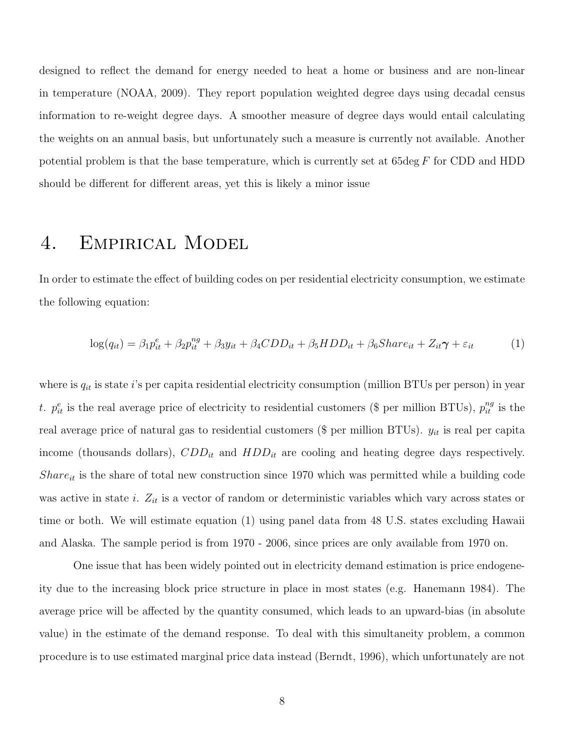designed to reflect the demand for energy needed to heat a home or business and are non-linear in temperature (NOAA, 2009). They report population weighted degree days using decadal census information to re-weight degree days. A smoother measure of degree days would entail calculating the weights on an annual basis, but unfortunately such a measure is currently not available. Another potential problem is that the base temperature, which is currently set at 65deg $F$ for CDD and HDD should be different for different areas, yet this is likely a minor issue

# 4. Empirical Model

In order to estimate the effect of building codes on per residential electricity consumption, we estimate the following equation:

$$\log(q_{it}) = \beta_1 p^e_{it} + \beta_2 p^{ng}_{it} + \beta_3 y_{it} + \beta_4 CDD_{it} + \beta_5 HDD_{it} + \beta_6 Share_{it} + Z_{it}\boldsymbol{\gamma} + \varepsilon_{it} \tag{1}$$

where is $q_{it}$ is state $i$'s per capita residential electricity consumption (million BTUs per person) in year $t$. $p^e_{it}$ is the real average price of electricity to residential customers ($ per million BTUs), $p^{ng}_{it}$ is the real average price of natural gas to residential customers ($ per million BTUs). $y_{it}$ is real per capita income (thousands dollars), $CDD_{it}$ and $HDD_{it}$ are cooling and heating degree days respectively. $Share_{it}$ is the share of total new construction since 1970 which was permitted while a building code was active in state $i$. $Z_{it}$ is a vector of random or deterministic variables which vary across states or time or both. We will estimate equation (1) using panel data from 48 U.S. states excluding Hawaii and Alaska. The sample period is from 1970 - 2006, since prices are only available from 1970 on.

One issue that has been widely pointed out in electricity demand estimation is price endogeneity due to the increasing block price structure in place in most states (e.g. Hanemann 1984). The average price will be affected by the quantity consumed, which leads to an upward-bias (in absolute value) in the estimate of the demand response. To deal with this simultaneity problem, a common procedure is to use estimated marginal price data instead (Berndt, 1996), which unfortunately are not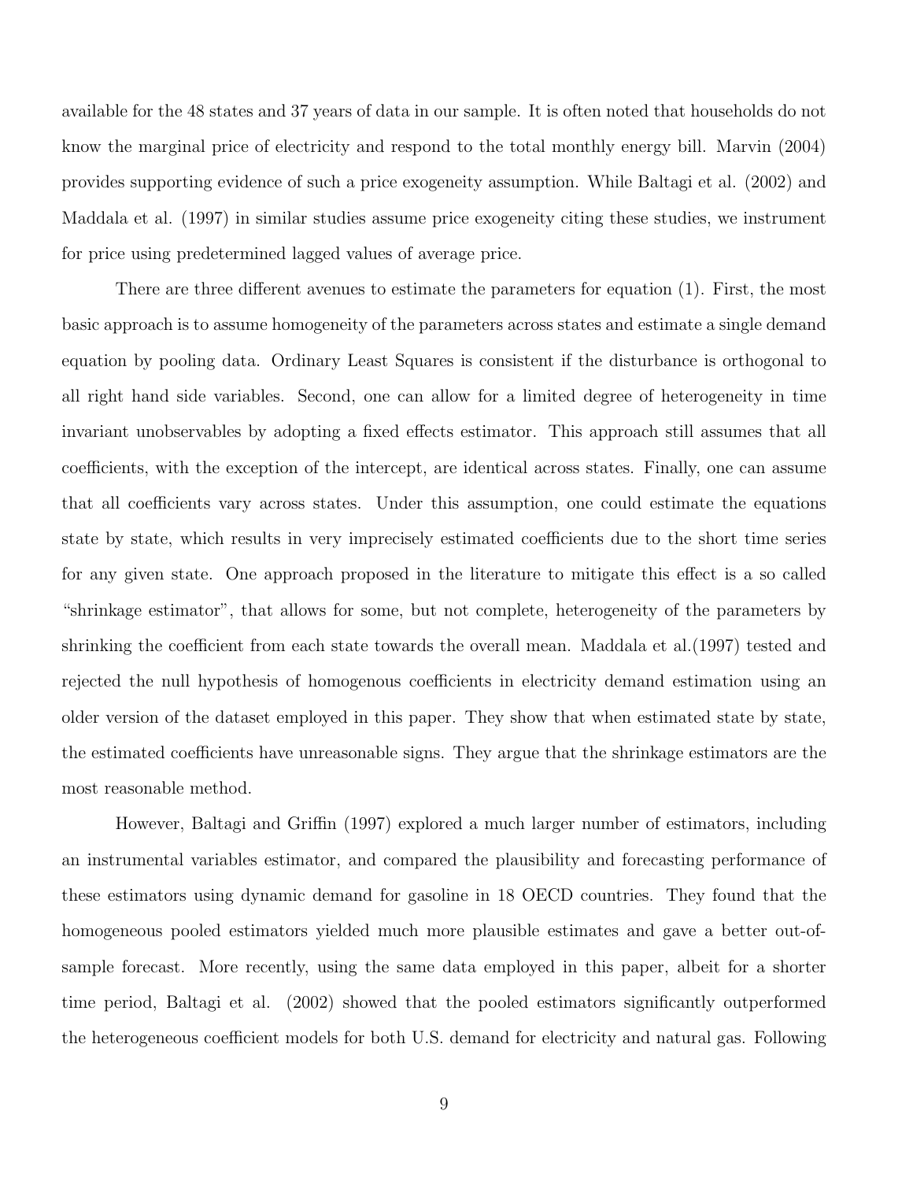available for the 48 states and 37 years of data in our sample. It is often noted that households do not know the marginal price of electricity and respond to the total monthly energy bill. Marvin (2004) provides supporting evidence of such a price exogeneity assumption. While Baltagi et al. (2002) and Maddala et al. (1997) in similar studies assume price exogeneity citing these studies, we instrument for price using predetermined lagged values of average price.

There are three different avenues to estimate the parameters for equation (1). First, the most basic approach is to assume homogeneity of the parameters across states and estimate a single demand equation by pooling data. Ordinary Least Squares is consistent if the disturbance is orthogonal to all right hand side variables. Second, one can allow for a limited degree of heterogeneity in time invariant unobservables by adopting a fixed effects estimator. This approach still assumes that all coefficients, with the exception of the intercept, are identical across states. Finally, one can assume that all coefficients vary across states. Under this assumption, one could estimate the equations state by state, which results in very imprecisely estimated coefficients due to the short time series for any given state. One approach proposed in the literature to mitigate this effect is a so called "shrinkage estimator", that allows for some, but not complete, heterogeneity of the parameters by shrinking the coefficient from each state towards the overall mean. Maddala et al.(1997) tested and rejected the null hypothesis of homogenous coefficients in electricity demand estimation using an older version of the dataset employed in this paper. They show that when estimated state by state, the estimated coefficients have unreasonable signs. They argue that the shrinkage estimators are the most reasonable method.

However, Baltagi and Griffin (1997) explored a much larger number of estimators, including an instrumental variables estimator, and compared the plausibility and forecasting performance of these estimators using dynamic demand for gasoline in 18 OECD countries. They found that the homogeneous pooled estimators yielded much more plausible estimates and gave a better out-of-sample forecast. More recently, using the same data employed in this paper, albeit for a shorter time period, Baltagi et al. (2002) showed that the pooled estimators significantly outperformed the heterogeneous coefficient models for both U.S. demand for electricity and natural gas. Following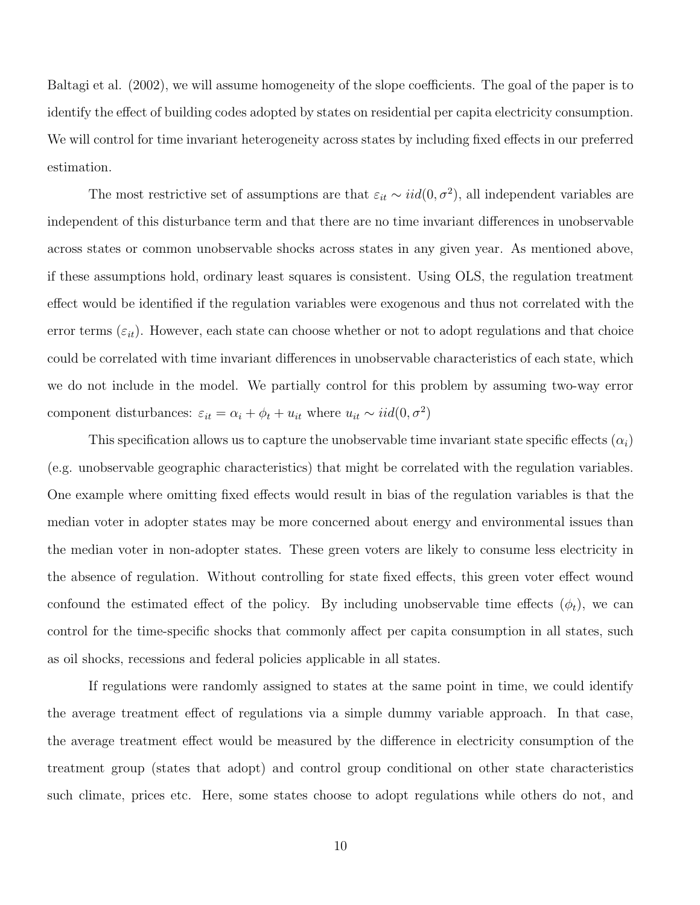Baltagi et al. (2002), we will assume homogeneity of the slope coefficients. The goal of the paper is to identify the effect of building codes adopted by states on residential per capita electricity consumption. We will control for time invariant heterogeneity across states by including fixed effects in our preferred estimation.

The most restrictive set of assumptions are that $\varepsilon_{it} \sim iid(0, \sigma^2)$, all independent variables are independent of this disturbance term and that there are no time invariant differences in unobservable across states or common unobservable shocks across states in any given year. As mentioned above, if these assumptions hold, ordinary least squares is consistent. Using OLS, the regulation treatment effect would be identified if the regulation variables were exogenous and thus not correlated with the error terms ($\varepsilon_{it}$). However, each state can choose whether or not to adopt regulations and that choice could be correlated with time invariant differences in unobservable characteristics of each state, which we do not include in the model. We partially control for this problem by assuming two-way error component disturbances: $\varepsilon_{it} = \alpha_i + \phi_t + u_{it}$ where $u_{it} \sim iid(0, \sigma^2)$

This specification allows us to capture the unobservable time invariant state specific effects ($\alpha_i$) (e.g. unobservable geographic characteristics) that might be correlated with the regulation variables. One example where omitting fixed effects would result in bias of the regulation variables is that the median voter in adopter states may be more concerned about energy and environmental issues than the median voter in non-adopter states. These green voters are likely to consume less electricity in the absence of regulation. Without controlling for state fixed effects, this green voter effect wound confound the estimated effect of the policy. By including unobservable time effects ($\phi_t$), we can control for the time-specific shocks that commonly affect per capita consumption in all states, such as oil shocks, recessions and federal policies applicable in all states.

If regulations were randomly assigned to states at the same point in time, we could identify the average treatment effect of regulations via a simple dummy variable approach. In that case, the average treatment effect would be measured by the difference in electricity consumption of the treatment group (states that adopt) and control group conditional on other state characteristics such climate, prices etc. Here, some states choose to adopt regulations while others do not, and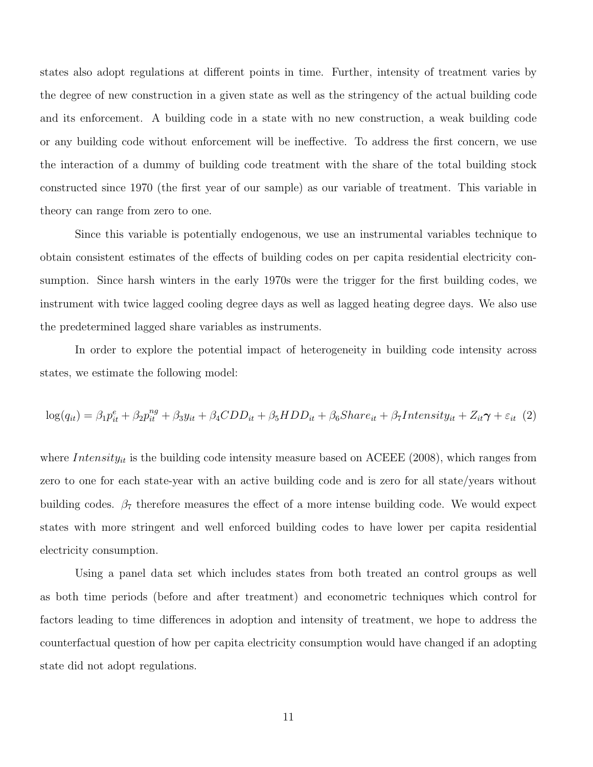states also adopt regulations at different points in time. Further, intensity of treatment varies by the degree of new construction in a given state as well as the stringency of the actual building code and its enforcement. A building code in a state with no new construction, a weak building code or any building code without enforcement will be ineffective. To address the first concern, we use the interaction of a dummy of building code treatment with the share of the total building stock constructed since 1970 (the first year of our sample) as our variable of treatment. This variable in theory can range from zero to one.

Since this variable is potentially endogenous, we use an instrumental variables technique to obtain consistent estimates of the effects of building codes on per capita residential electricity consumption. Since harsh winters in the early 1970s were the trigger for the first building codes, we instrument with twice lagged cooling degree days as well as lagged heating degree days. We also use the predetermined lagged share variables as instruments.

In order to explore the potential impact of heterogeneity in building code intensity across states, we estimate the following model:

$$\log(q_{it}) = \beta_1 p_{it}^{e} + \beta_2 p_{it}^{ng} + \beta_3 y_{it} + \beta_4 CDD_{it} + \beta_5 HDD_{it} + \beta_6 Share_{it} + \beta_7 Intensity_{it} + Z_{it}\boldsymbol{\gamma} + \varepsilon_{it} \quad (2)$$

where $Intensity_{it}$ is the building code intensity measure based on ACEEE (2008), which ranges from zero to one for each state-year with an active building code and is zero for all state/years without building codes. $\beta_7$ therefore measures the effect of a more intense building code. We would expect states with more stringent and well enforced building codes to have lower per capita residential electricity consumption.

Using a panel data set which includes states from both treated an control groups as well as both time periods (before and after treatment) and econometric techniques which control for factors leading to time differences in adoption and intensity of treatment, we hope to address the counterfactual question of how per capita electricity consumption would have changed if an adopting state did not adopt regulations.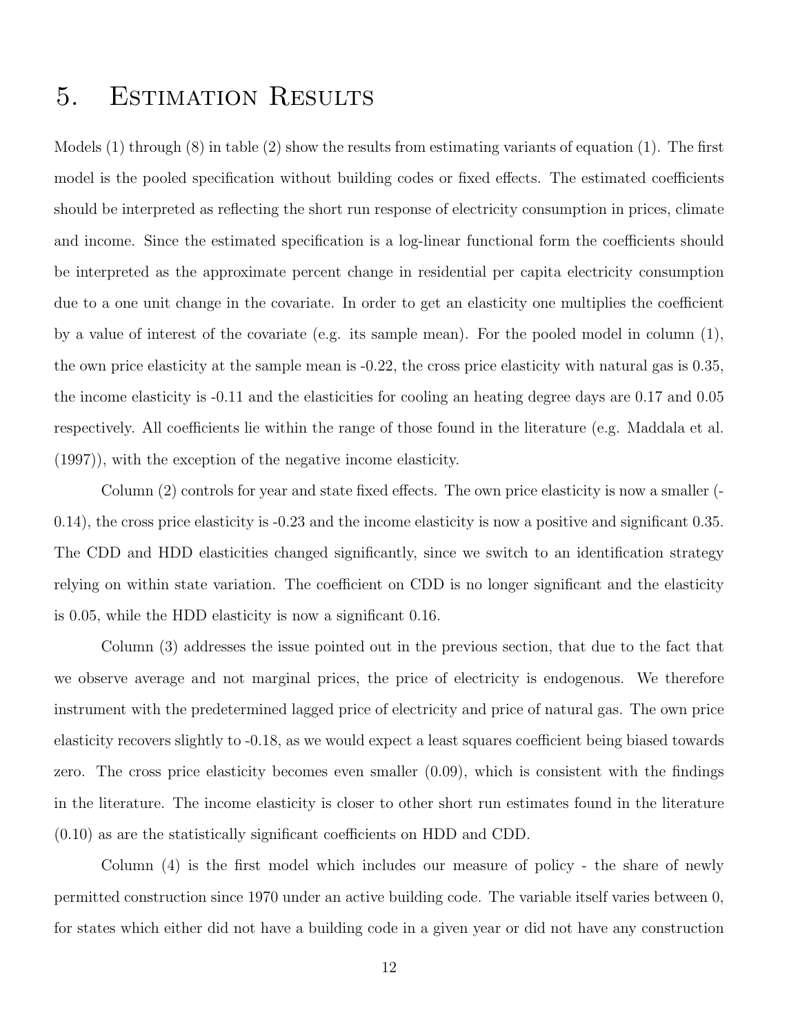# 5. Estimation Results

Models (1) through (8) in table (2) show the results from estimating variants of equation (1). The first model is the pooled specification without building codes or fixed effects. The estimated coefficients should be interpreted as reflecting the short run response of electricity consumption in prices, climate and income. Since the estimated specification is a log-linear functional form the coefficients should be interpreted as the approximate percent change in residential per capita electricity consumption due to a one unit change in the covariate. In order to get an elasticity one multiplies the coefficient by a value of interest of the covariate (e.g. its sample mean). For the pooled model in column (1), the own price elasticity at the sample mean is -0.22, the cross price elasticity with natural gas is 0.35, the income elasticity is -0.11 and the elasticities for cooling an heating degree days are 0.17 and 0.05 respectively. All coefficients lie within the range of those found in the literature (e.g. Maddala et al. (1997)), with the exception of the negative income elasticity.

Column (2) controls for year and state fixed effects. The own price elasticity is now a smaller (-0.14), the cross price elasticity is -0.23 and the income elasticity is now a positive and significant 0.35. The CDD and HDD elasticities changed significantly, since we switch to an identification strategy relying on within state variation. The coefficient on CDD is no longer significant and the elasticity is 0.05, while the HDD elasticity is now a significant 0.16.

Column (3) addresses the issue pointed out in the previous section, that due to the fact that we observe average and not marginal prices, the price of electricity is endogenous. We therefore instrument with the predetermined lagged price of electricity and price of natural gas. The own price elasticity recovers slightly to -0.18, as we would expect a least squares coefficient being biased towards zero. The cross price elasticity becomes even smaller (0.09), which is consistent with the findings in the literature. The income elasticity is closer to other short run estimates found in the literature (0.10) as are the statistically significant coefficients on HDD and CDD.

Column (4) is the first model which includes our measure of policy - the share of newly permitted construction since 1970 under an active building code. The variable itself varies between 0, for states which either did not have a building code in a given year or did not have any construction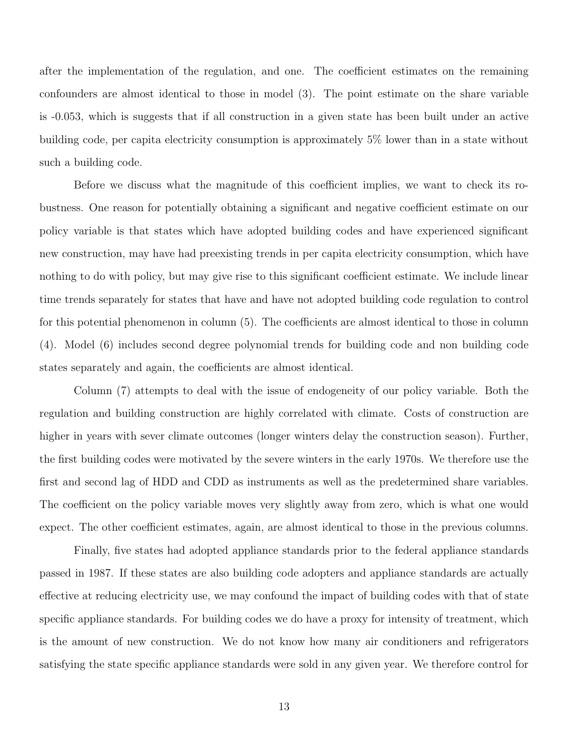after the implementation of the regulation, and one. The coefficient estimates on the remaining confounders are almost identical to those in model (3). The point estimate on the share variable is -0.053, which is suggests that if all construction in a given state has been built under an active building code, per capita electricity consumption is approximately 5% lower than in a state without such a building code.

Before we discuss what the magnitude of this coefficient implies, we want to check its robustness. One reason for potentially obtaining a significant and negative coefficient estimate on our policy variable is that states which have adopted building codes and have experienced significant new construction, may have had preexisting trends in per capita electricity consumption, which have nothing to do with policy, but may give rise to this significant coefficient estimate. We include linear time trends separately for states that have and have not adopted building code regulation to control for this potential phenomenon in column (5). The coefficients are almost identical to those in column (4). Model (6) includes second degree polynomial trends for building code and non building code states separately and again, the coefficients are almost identical.

Column (7) attempts to deal with the issue of endogeneity of our policy variable. Both the regulation and building construction are highly correlated with climate. Costs of construction are higher in years with sever climate outcomes (longer winters delay the construction season). Further, the first building codes were motivated by the severe winters in the early 1970s. We therefore use the first and second lag of HDD and CDD as instruments as well as the predetermined share variables. The coefficient on the policy variable moves very slightly away from zero, which is what one would expect. The other coefficient estimates, again, are almost identical to those in the previous columns.

Finally, five states had adopted appliance standards prior to the federal appliance standards passed in 1987. If these states are also building code adopters and appliance standards are actually effective at reducing electricity use, we may confound the impact of building codes with that of state specific appliance standards. For building codes we do have a proxy for intensity of treatment, which is the amount of new construction. We do not know how many air conditioners and refrigerators satisfying the state specific appliance standards were sold in any given year. We therefore control for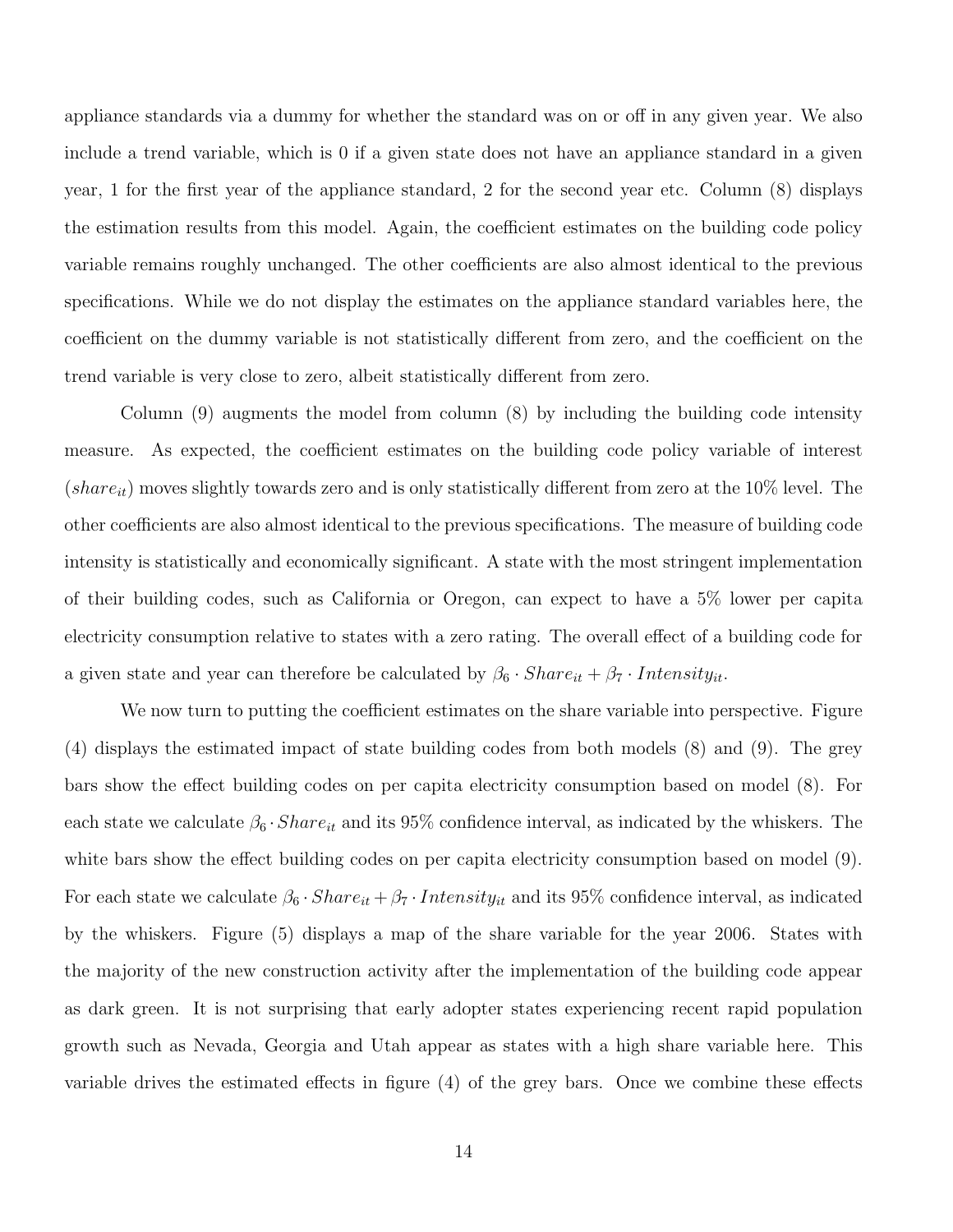appliance standards via a dummy for whether the standard was on or off in any given year. We also include a trend variable, which is 0 if a given state does not have an appliance standard in a given year, 1 for the first year of the appliance standard, 2 for the second year etc. Column (8) displays the estimation results from this model. Again, the coefficient estimates on the building code policy variable remains roughly unchanged. The other coefficients are also almost identical to the previous specifications. While we do not display the estimates on the appliance standard variables here, the coefficient on the dummy variable is not statistically different from zero, and the coefficient on the trend variable is very close to zero, albeit statistically different from zero.

Column (9) augments the model from column (8) by including the building code intensity measure. As expected, the coefficient estimates on the building code policy variable of interest ($share_{it}$) moves slightly towards zero and is only statistically different from zero at the 10% level. The other coefficients are also almost identical to the previous specifications. The measure of building code intensity is statistically and economically significant. A state with the most stringent implementation of their building codes, such as California or Oregon, can expect to have a 5% lower per capita electricity consumption relative to states with a zero rating. The overall effect of a building code for a given state and year can therefore be calculated by $\beta_6 \cdot Share_{it} + \beta_7 \cdot Intensity_{it}$.

We now turn to putting the coefficient estimates on the share variable into perspective. Figure (4) displays the estimated impact of state building codes from both models (8) and (9). The grey bars show the effect building codes on per capita electricity consumption based on model (8). For each state we calculate $\beta_6 \cdot Share_{it}$ and its 95% confidence interval, as indicated by the whiskers. The white bars show the effect building codes on per capita electricity consumption based on model (9). For each state we calculate $\beta_6 \cdot Share_{it} + \beta_7 \cdot Intensity_{it}$ and its 95% confidence interval, as indicated by the whiskers. Figure (5) displays a map of the share variable for the year 2006. States with the majority of the new construction activity after the implementation of the building code appear as dark green. It is not surprising that early adopter states experiencing recent rapid population growth such as Nevada, Georgia and Utah appear as states with a high share variable here. This variable drives the estimated effects in figure (4) of the grey bars. Once we combine these effects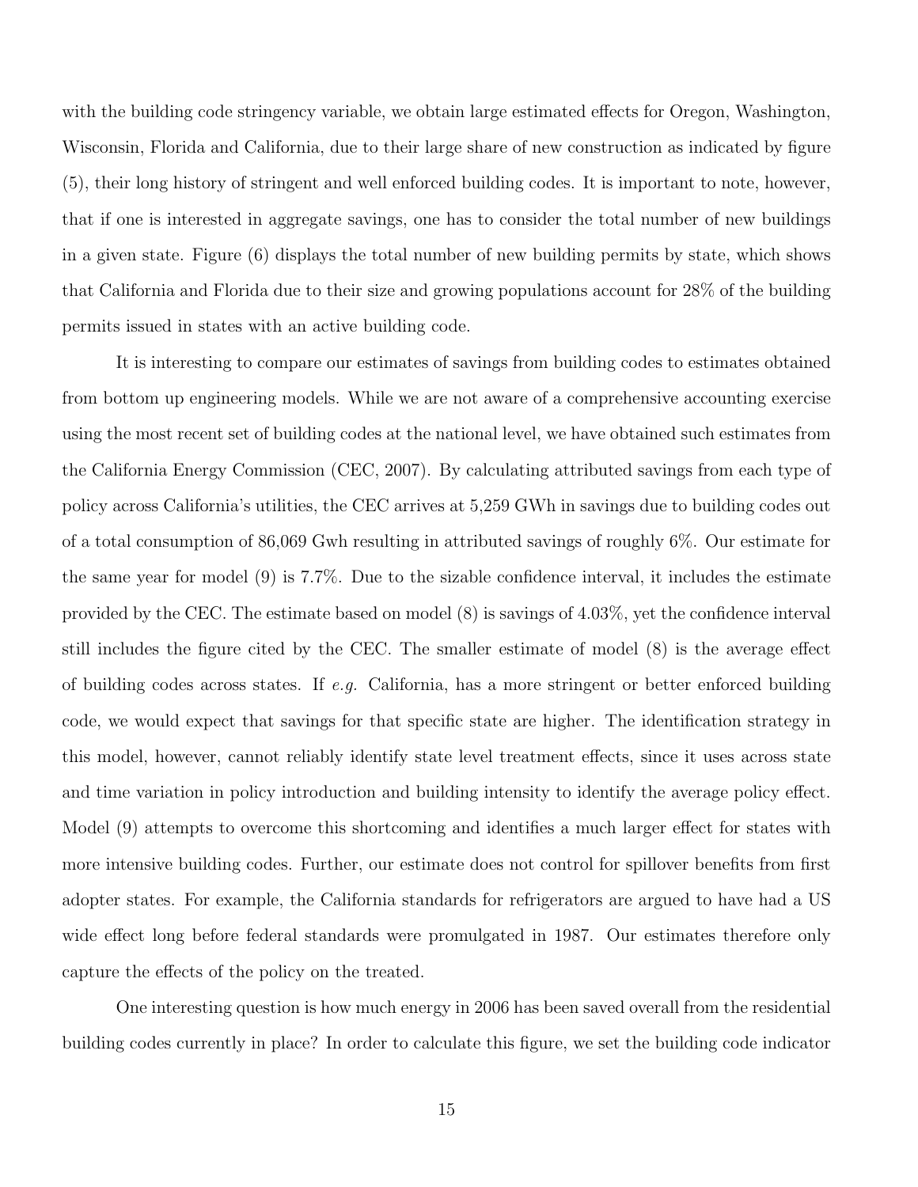with the building code stringency variable, we obtain large estimated effects for Oregon, Washington, Wisconsin, Florida and California, due to their large share of new construction as indicated by figure (5), their long history of stringent and well enforced building codes. It is important to note, however, that if one is interested in aggregate savings, one has to consider the total number of new buildings in a given state. Figure (6) displays the total number of new building permits by state, which shows that California and Florida due to their size and growing populations account for 28% of the building permits issued in states with an active building code.

It is interesting to compare our estimates of savings from building codes to estimates obtained from bottom up engineering models. While we are not aware of a comprehensive accounting exercise using the most recent set of building codes at the national level, we have obtained such estimates from the California Energy Commission (CEC, 2007). By calculating attributed savings from each type of policy across California's utilities, the CEC arrives at 5,259 GWh in savings due to building codes out of a total consumption of 86,069 Gwh resulting in attributed savings of roughly 6%. Our estimate for the same year for model (9) is 7.7%. Due to the sizable confidence interval, it includes the estimate provided by the CEC. The estimate based on model (8) is savings of 4.03%, yet the confidence interval still includes the figure cited by the CEC. The smaller estimate of model (8) is the average effect of building codes across states. If *e.g.* California, has a more stringent or better enforced building code, we would expect that savings for that specific state are higher. The identification strategy in this model, however, cannot reliably identify state level treatment effects, since it uses across state and time variation in policy introduction and building intensity to identify the average policy effect. Model (9) attempts to overcome this shortcoming and identifies a much larger effect for states with more intensive building codes. Further, our estimate does not control for spillover benefits from first adopter states. For example, the California standards for refrigerators are argued to have had a US wide effect long before federal standards were promulgated in 1987. Our estimates therefore only capture the effects of the policy on the treated.

One interesting question is how much energy in 2006 has been saved overall from the residential building codes currently in place? In order to calculate this figure, we set the building code indicator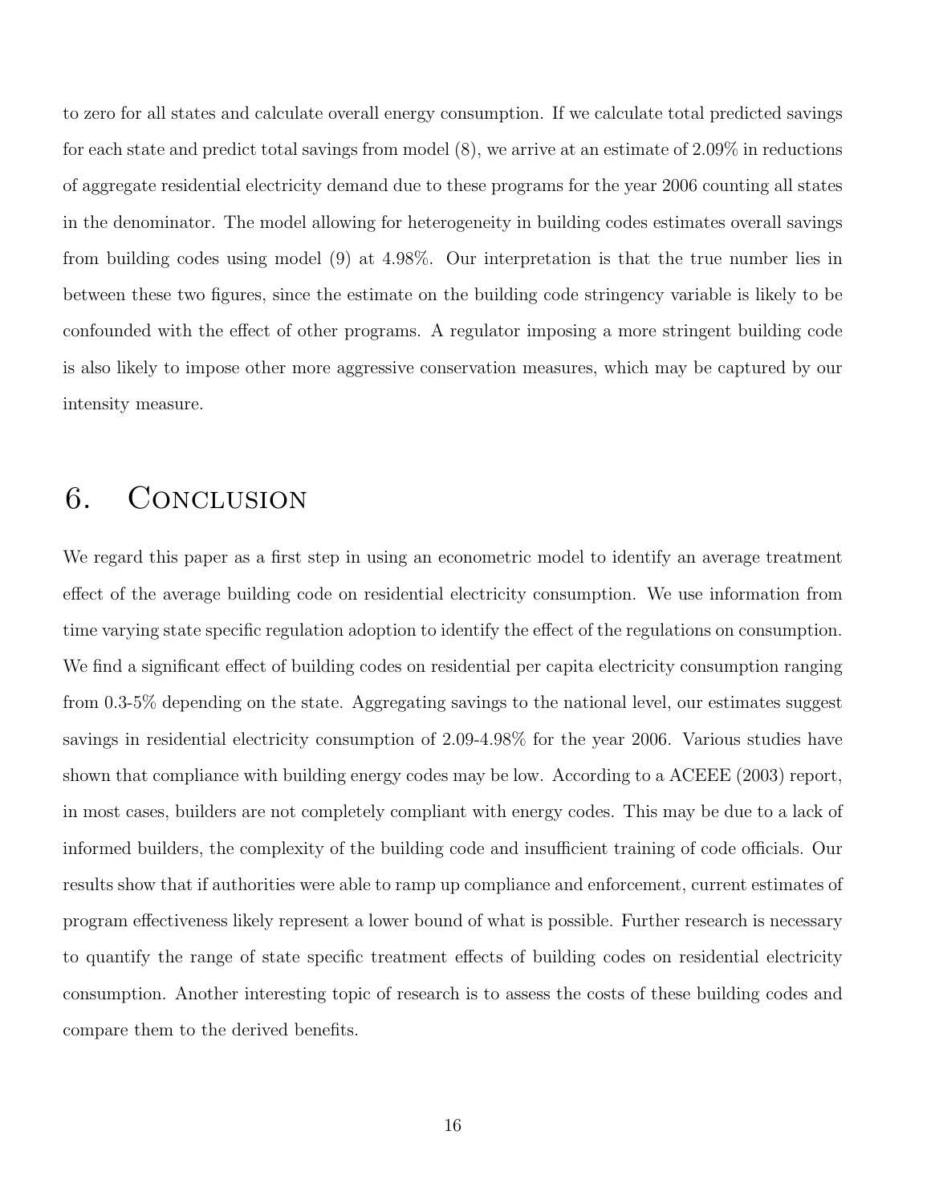to zero for all states and calculate overall energy consumption. If we calculate total predicted savings for each state and predict total savings from model (8), we arrive at an estimate of 2.09% in reductions of aggregate residential electricity demand due to these programs for the year 2006 counting all states in the denominator. The model allowing for heterogeneity in building codes estimates overall savings from building codes using model (9) at 4.98%. Our interpretation is that the true number lies in between these two figures, since the estimate on the building code stringency variable is likely to be confounded with the effect of other programs. A regulator imposing a more stringent building code is also likely to impose other more aggressive conservation measures, which may be captured by our intensity measure.

# 6. Conclusion

We regard this paper as a first step in using an econometric model to identify an average treatment effect of the average building code on residential electricity consumption. We use information from time varying state specific regulation adoption to identify the effect of the regulations on consumption. We find a significant effect of building codes on residential per capita electricity consumption ranging from 0.3-5% depending on the state. Aggregating savings to the national level, our estimates suggest savings in residential electricity consumption of 2.09-4.98% for the year 2006. Various studies have shown that compliance with building energy codes may be low. According to a ACEEE (2003) report, in most cases, builders are not completely compliant with energy codes. This may be due to a lack of informed builders, the complexity of the building code and insufficient training of code officials. Our results show that if authorities were able to ramp up compliance and enforcement, current estimates of program effectiveness likely represent a lower bound of what is possible. Further research is necessary to quantify the range of state specific treatment effects of building codes on residential electricity consumption. Another interesting topic of research is to assess the costs of these building codes and compare them to the derived benefits.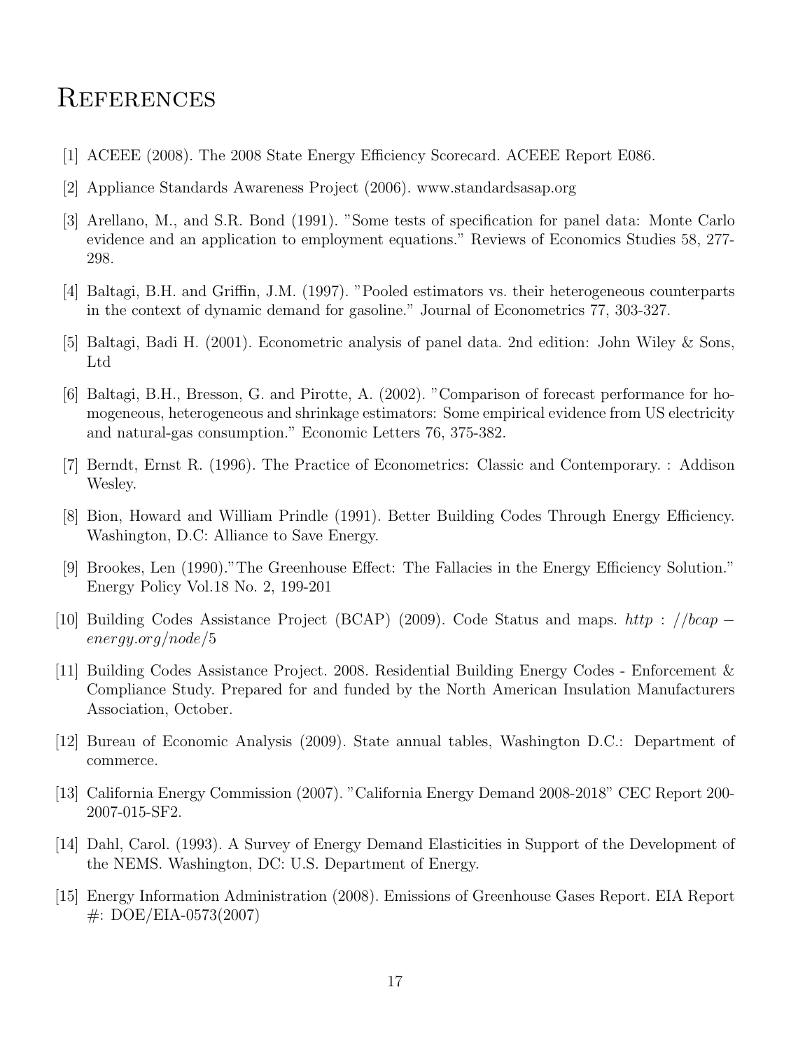# References

[1] ACEEE (2008). The 2008 State Energy Efficiency Scorecard. ACEEE Report E086.

[2] Appliance Standards Awareness Project (2006). www.standardsasap.org

[3] Arellano, M., and S.R. Bond (1991). "Some tests of specification for panel data: Monte Carlo evidence and an application to employment equations." Reviews of Economics Studies 58, 277-298.

[4] Baltagi, B.H. and Griffin, J.M. (1997). "Pooled estimators vs. their heterogeneous counterparts in the context of dynamic demand for gasoline." Journal of Econometrics 77, 303-327.

[5] Baltagi, Badi H. (2001). Econometric analysis of panel data. 2nd edition: John Wiley & Sons, Ltd

[6] Baltagi, B.H., Bresson, G. and Pirotte, A. (2002). "Comparison of forecast performance for homogeneous, heterogeneous and shrinkage estimators: Some empirical evidence from US electricity and natural-gas consumption." Economic Letters 76, 375-382.

[7] Berndt, Ernst R. (1996). The Practice of Econometrics: Classic and Contemporary. : Addison Wesley.

[8] Bion, Howard and William Prindle (1991). Better Building Codes Through Energy Efficiency. Washington, D.C: Alliance to Save Energy.

[9] Brookes, Len (1990)."The Greenhouse Effect: The Fallacies in the Energy Efficiency Solution." Energy Policy Vol.18 No. 2, 199-201

[10] Building Codes Assistance Project (BCAP) (2009). Code Status and maps. *http://bcap-energy.org/node/5*

[11] Building Codes Assistance Project. 2008. Residential Building Energy Codes - Enforcement & Compliance Study. Prepared for and funded by the North American Insulation Manufacturers Association, October.

[12] Bureau of Economic Analysis (2009). State annual tables, Washington D.C.: Department of commerce.

[13] California Energy Commission (2007). "California Energy Demand 2008-2018" CEC Report 200-2007-015-SF2.

[14] Dahl, Carol. (1993). A Survey of Energy Demand Elasticities in Support of the Development of the NEMS. Washington, DC: U.S. Department of Energy.

[15] Energy Information Administration (2008). Emissions of Greenhouse Gases Report. EIA Report #: DOE/EIA-0573(2007)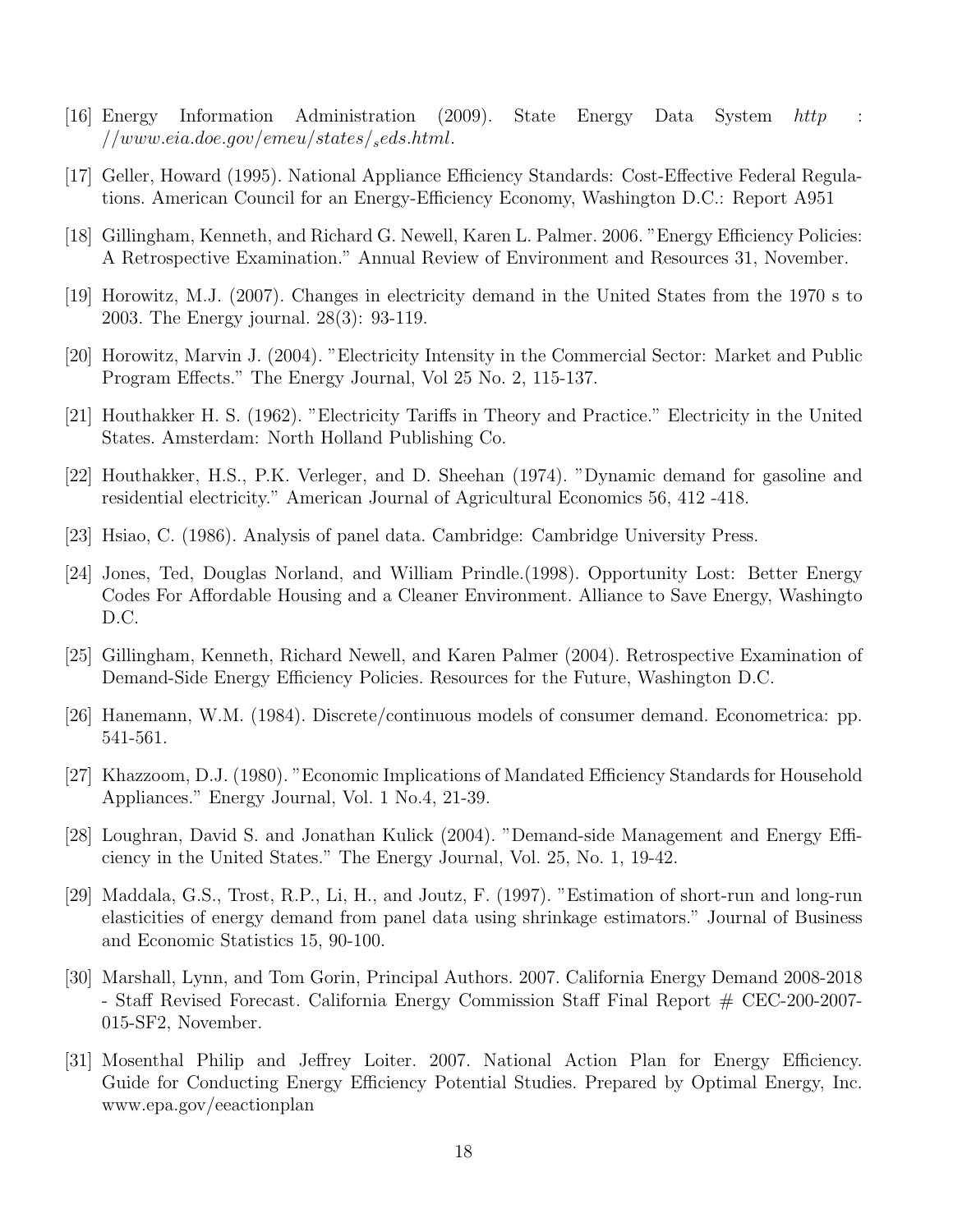[16] Energy Information Administration (2009). State Energy Data System *http : //www.eia.doe.gov/emeu/states/$_s$eds.html*.

[17] Geller, Howard (1995). National Appliance Efficiency Standards: Cost-Effective Federal Regulations. American Council for an Energy-Efficiency Economy, Washington D.C.: Report A951

[18] Gillingham, Kenneth, and Richard G. Newell, Karen L. Palmer. 2006. "Energy Efficiency Policies: A Retrospective Examination." Annual Review of Environment and Resources 31, November.

[19] Horowitz, M.J. (2007). Changes in electricity demand in the United States from the 1970 s to 2003. The Energy journal. 28(3): 93-119.

[20] Horowitz, Marvin J. (2004). "Electricity Intensity in the Commercial Sector: Market and Public Program Effects." The Energy Journal, Vol 25 No. 2, 115-137.

[21] Houthakker H. S. (1962). "Electricity Tariffs in Theory and Practice." Electricity in the United States. Amsterdam: North Holland Publishing Co.

[22] Houthakker, H.S., P.K. Verleger, and D. Sheehan (1974). "Dynamic demand for gasoline and residential electricity." American Journal of Agricultural Economics 56, 412 -418.

[23] Hsiao, C. (1986). Analysis of panel data. Cambridge: Cambridge University Press.

[24] Jones, Ted, Douglas Norland, and William Prindle.(1998). Opportunity Lost: Better Energy Codes For Affordable Housing and a Cleaner Environment. Alliance to Save Energy, Washingto D.C.

[25] Gillingham, Kenneth, Richard Newell, and Karen Palmer (2004). Retrospective Examination of Demand-Side Energy Efficiency Policies. Resources for the Future, Washington D.C.

[26] Hanemann, W.M. (1984). Discrete/continuous models of consumer demand. Econometrica: pp. 541-561.

[27] Khazzoom, D.J. (1980). "Economic Implications of Mandated Efficiency Standards for Household Appliances." Energy Journal, Vol. 1 No.4, 21-39.

[28] Loughran, David S. and Jonathan Kulick (2004). "Demand-side Management and Energy Efficiency in the United States." The Energy Journal, Vol. 25, No. 1, 19-42.

[29] Maddala, G.S., Trost, R.P., Li, H., and Joutz, F. (1997). "Estimation of short-run and long-run elasticities of energy demand from panel data using shrinkage estimators." Journal of Business and Economic Statistics 15, 90-100.

[30] Marshall, Lynn, and Tom Gorin, Principal Authors. 2007. California Energy Demand 2008-2018 - Staff Revised Forecast. California Energy Commission Staff Final Report # CEC-200-2007-015-SF2, November.

[31] Mosenthal Philip and Jeffrey Loiter. 2007. National Action Plan for Energy Efficiency. Guide for Conducting Energy Efficiency Potential Studies. Prepared by Optimal Energy, Inc. www.epa.gov/eeactionplan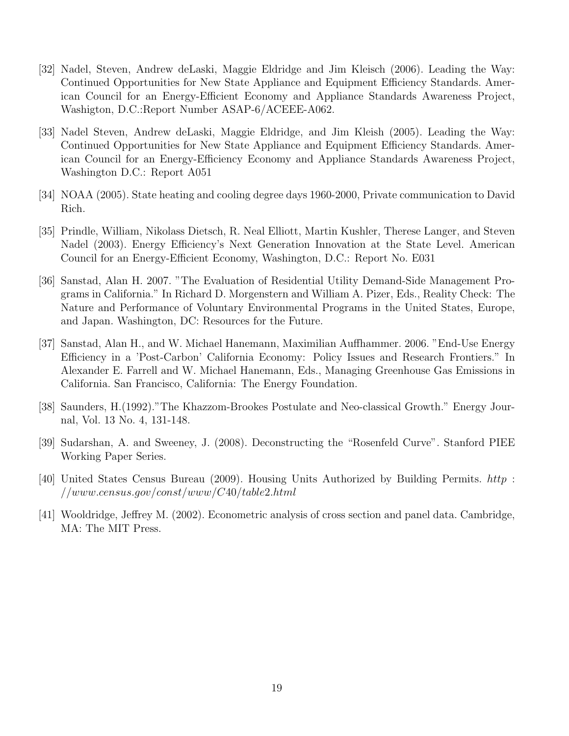[32] Nadel, Steven, Andrew deLaski, Maggie Eldridge and Jim Kleisch (2006). Leading the Way: Continued Opportunities for New State Appliance and Equipment Efficiency Standards. American Council for an Energy-Efficient Economy and Appliance Standards Awareness Project, Washigton, D.C.:Report Number ASAP-6/ACEEE-A062.

[33] Nadel Steven, Andrew deLaski, Maggie Eldridge, and Jim Kleish (2005). Leading the Way: Continued Opportunities for New State Appliance and Equipment Efficiency Standards. American Council for an Energy-Efficiency Economy and Appliance Standards Awareness Project, Washington D.C.: Report A051

[34] NOAA (2005). State heating and cooling degree days 1960-2000, Private communication to David Rich.

[35] Prindle, William, Nikolass Dietsch, R. Neal Elliott, Martin Kushler, Therese Langer, and Steven Nadel (2003). Energy Efficiency's Next Generation Innovation at the State Level. American Council for an Energy-Efficient Economy, Washington, D.C.: Report No. E031

[36] Sanstad, Alan H. 2007. "The Evaluation of Residential Utility Demand-Side Management Programs in California." In Richard D. Morgenstern and William A. Pizer, Eds., Reality Check: The Nature and Performance of Voluntary Environmental Programs in the United States, Europe, and Japan. Washington, DC: Resources for the Future.

[37] Sanstad, Alan H., and W. Michael Hanemann, Maximilian Auffhammer. 2006. "End-Use Energy Efficiency in a 'Post-Carbon' California Economy: Policy Issues and Research Frontiers." In Alexander E. Farrell and W. Michael Hanemann, Eds., Managing Greenhouse Gas Emissions in California. San Francisco, California: The Energy Foundation.

[38] Saunders, H.(1992)."The Khazzom-Brookes Postulate and Neo-classical Growth." Energy Journal, Vol. 13 No. 4, 131-148.

[39] Sudarshan, A. and Sweeney, J. (2008). Deconstructing the "Rosenfeld Curve". Stanford PIEE Working Paper Series.

[40] United States Census Bureau (2009). Housing Units Authorized by Building Permits. *http://www.census.gov/const/www/C40/table2.html*

[41] Wooldridge, Jeffrey M. (2002). Econometric analysis of cross section and panel data. Cambridge, MA: The MIT Press.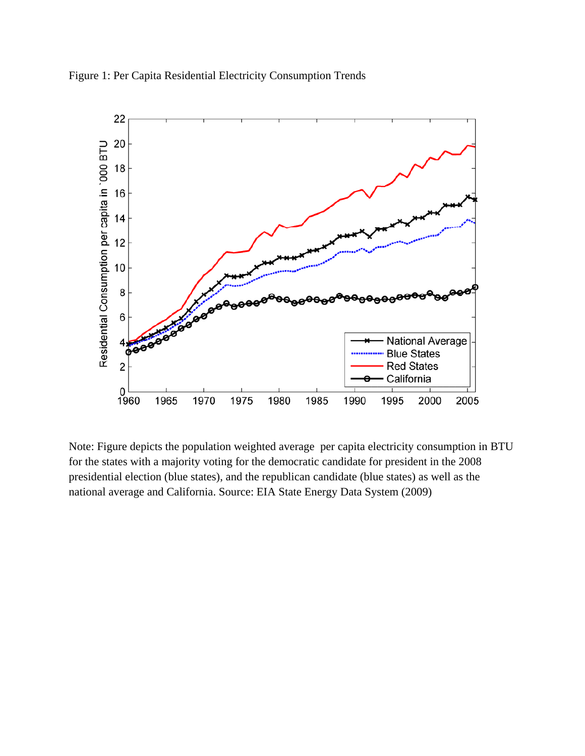Figure 1: Per Capita Residential Electricity Consumption Trends

Note: Figure depicts the population weighted average per capita electricity consumption in BTU for the states with a majority voting for the democratic candidate for president in the 2008 presidential election (blue states), and the republican candidate (blue states) as well as the national average and California. Source: EIA State Energy Data System (2009)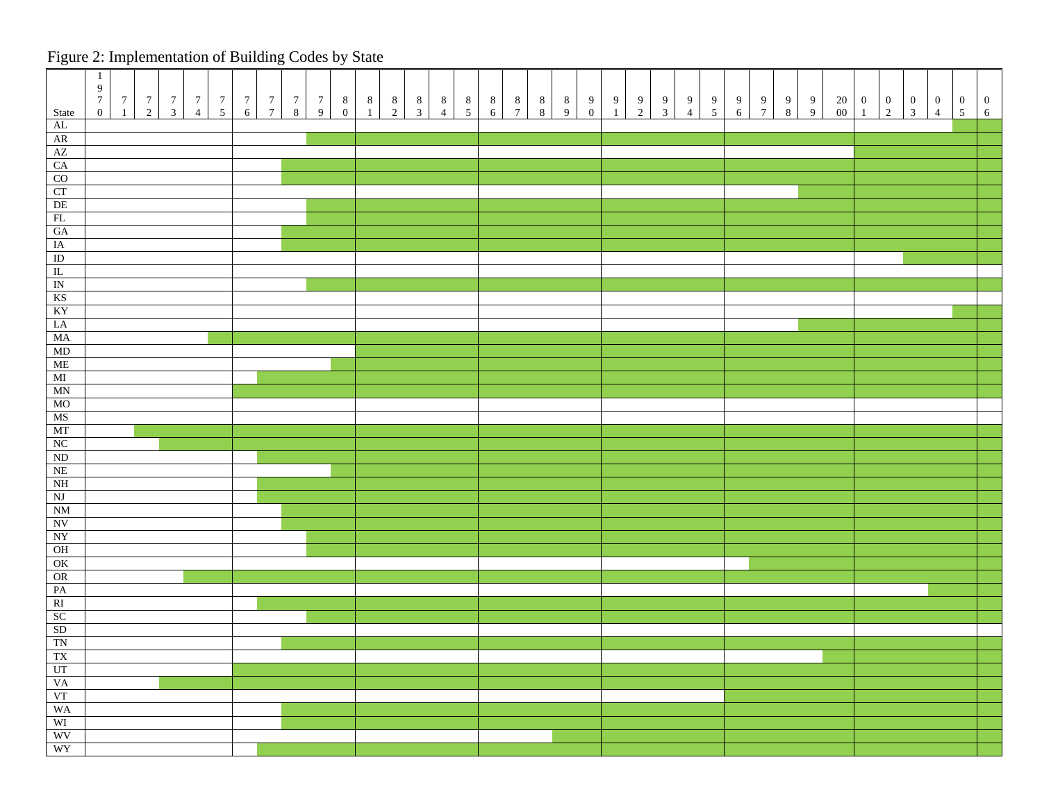Figure 2: Implementation of Building Codes by State

| State | 1970 | 1971 | 1972 | 1973 | 1974 | 1975 | 1976 | 1977 | 1978 | 1979 | 1980 | 1981 | 1982 | 1983 | 1984 | 1985 | 1986 | 1987 | 1988 | 1989 | 1990 | 1991 | 1992 | 1993 | 1994 | 1995 | 1996 | 1997 | 1998 | 1999 | 2000 | 2001 | 2002 | 2003 | 2004 | 2005 | 2006 |
|---|---|---|---|---|---|---|---|---|---|---|---|---|---|---|---|---|---|---|---|---|---|---|---|---|---|---|---|---|---|---|---|---|---|---|---|---|---|
| AL | | | | | | | | | | | | | | | | | | | | | | | | | | | | | | | | | | | | X | X |
| AR | | | | | | | | | | X | X | X | X | X | X | X | X | X | X | X | X | X | X | X | X | X | X | X | X | X | X | X | X | X | X | X | X |
| AZ | | | | | | | | | | | | | | | | | | | | | | | | | | | | | | | | X | X | X | X | X | X |
| CA | | | | | | | | | X | X | X | X | X | X | X | X | X | X | X | X | X | X | X | X | X | X | X | X | X | X | X | X | X | X | X | X | X |
| CO | | | | | | | | | X | X | X | X | X | X | X | X | X | X | X | X | X | X | X | X | X | X | X | X | X | X | X | X | X | X | X | X | X |
| CT | | | | | | | | | | | | | | | | | | | | | | | | | | | | | | X | X | X | X | X | X | X | X |
| DE | | | | | | | | | | X | X | X | X | X | X | X | X | X | X | X | X | X | X | X | X | X | X | X | X | X | X | X | X | X | X | X | X |
| FL | | | | | | | | | | X | X | X | X | X | X | X | X | X | X | X | X | X | X | X | X | X | X | X | X | X | X | X | X | X | X | X | X |
| GA | | | | | | | | | X | X | X | X | X | X | X | X | X | X | X | X | X | X | X | X | X | X | X | X | X | X | X | X | X | X | X | X | X |
| IA | | | | | | | | | X | X | X | X | X | X | X | X | X | X | X | X | X | X | X | X | X | X | X | X | X | X | X | X | X | X | X | X | X |
| ID | | | | | | | | | | | | | | | | | | | | | | | | | | | | | | | | | | X | X | X | X |
| IL | | | | | | | | | | | | | | | | | | | | | | | | | | | | | | | | | | | | | |
| IN | | | | | | | | | | X | X | X | X | X | X | X | X | X | X | X | X | X | X | X | X | X | X | X | X | X | X | X | X | X | X | X | X |
| KS | | | | | | | | | | | | | | | | | | | | | | | | | | | | | | | | | | | | | |
| KY | | | | | | | | | | | | | | | | | | | | | | | | | | | | | | | | | | | | X | X |
| LA | | | | | | | | | | | | | | | | | | | | | | | | | | | | | | X | X | X | X | X | X | X | X |
| MA | | | | | | X | X | X | X | X | X | X | X | X | X | X | X | X | X | X | X | X | X | X | X | X | X | X | X | X | X | X | X | X | X | X | X |
| MD | | | | | | | | | | | | X | X | X | X | X | X | X | X | X | X | X | X | X | X | X | X | X | X | X | X | X | X | X | X | X | X |
| ME | | | | | | | | | | | X | X | X | X | X | X | X | X | X | X | X | X | X | X | X | X | X | X | X | X | X | X | X | X | X | X | X |
| MI | | | | | | | | X | X | X | X | X | X | X | X | X | X | X | X | X | X | X | X | X | X | X | X | X | X | X | X | X | X | X | X | X | X |
| MN | | | | | | | X | X | X | X | X | X | X | X | X | X | X | X | X | X | X | X | X | X | X | X | X | X | X | X | X | X | X | X | X | X | X |
| MO | | | | | | | | | | | | | | | | | | | | | | | | | | | | | | | | | | | | | |
| MS | | | | | | | | | | | | | | | | | | | | | | | | | | | | | | | | | | | | | |
| MT | | | X | X | X | X | X | X | X | X | X | X | X | X | X | X | X | X | X | X | X | X | X | X | X | X | X | X | X | X | X | X | X | X | X | X | X |
| NC | | | | X | X | X | X | X | X | X | X | X | X | X | X | X | X | X | X | X | X | X | X | X | X | X | X | X | X | X | X | X | X | X | X | X | X |
| ND | | | | | | | | X | X | X | X | X | X | X | X | X | X | X | X | X | X | X | X | X | X | X | X | X | X | X | X | X | X | X | X | X | X |
| NE | | | | | | | | | | | X | X | X | X | X | X | X | X | X | X | X | X | X | X | X | X | X | X | X | X | X | X | X | X | X | X | X |
| NH | | | | | | | | X | X | X | X | X | X | X | X | X | X | X | X | X | X | X | X | X | X | X | X | X | X | X | X | X | X | X | X | X | X |
| NJ | | | | | | | | X | X | X | X | X | X | X | X | X | X | X | X | X | X | X | X | X | X | X | X | X | X | X | X | X | X | X | X | X | X |
| NM | | | | | | | | | X | X | X | X | X | X | X | X | X | X | X | X | X | X | X | X | X | X | X | X | X | X | X | X | X | X | X | X | X |
| NV | | | | | | | | | X | X | X | X | X | X | X | X | X | X | X | X | X | X | X | X | X | X | X | X | X | X | X | X | X | X | X | X | X |
| NY | | | | | | | | | | X | X | X | X | X | X | X | X | X | X | X | X | X | X | X | X | X | X | X | X | X | X | X | X | X | X | X | X |
| OH | | | | | | | | | | X | X | X | X | X | X | X | X | X | X | X | X | X | X | X | X | X | X | X | X | X | X | X | X | X | X | X | X |
| OK | | | | | | | | | | | | | | | | | | | | | | | | | | | | X | X | X | X | X | X | X | X | X | X |
| OR | | | | | X | X | X | X | X | X | X | X | X | X | X | X | X | X | X | X | X | X | X | X | X | X | X | X | X | X | X | X | X | X | X | X | X |
| PA | | | | | | | | | | | | | | | | | | | | | | | | | | | | | | | | | | | X | X | X |
| RI | | | | | | | | X | X | X | X | X | X | X | X | X | X | X | X | X | X | X | X | X | X | X | X | X | X | X | X | X | X | X | X | X | X |
| SC | | | | | | | | | | X | X | X | X | X | X | X | X | X | X | X | X | X | X | X | X | X | X | X | X | X | X | X | X | X | X | X | X |
| SD | | | | | | | | | | | | | | | | | | | | | | | | | | | | | | | | | | | | | |
| TN | | | | | | | | | X | X | X | X | X | X | X | X | X | X | X | X | X | X | X | X | X | X | X | X | X | X | X | X | X | X | X | X | X |
| TX | | | | | | | | | | | | | | | | | | | | | | | | | | | | | | | X | X | X | X | X | X | X |
| UT | | | | | | | X | X | X | X | X | X | X | X | X | X | X | X | X | X | X | X | X | X | X | X | X | X | X | X | X | X | X | X | X | X | X |
| VA | | | | X | X | X | X | X | X | X | X | X | X | X | X | X | X | X | X | X | X | X | X | X | X | X | X | X | X | X | X | X | X | X | X | X | X |
| VT | | | | | | | | | | | | | | | | | | | | | | | | | | | X | X | X | X | X | X | X | X | X | X | X |
| WA | | | | | | | | | X | X | X | X | X | X | X | X | X | X | X | X | X | X | X | X | X | X | X | X | X | X | X | X | X | X | X | X | X |
| WI | | | | | | | | | X | X | X | X | X | X | X | X | X | X | X | X | X | X | X | X | X | X | X | X | X | X | X | X | X | X | X | X | X |
| WV | | | | | | | | | | | | | | | | | | | X | X | X | X | X | X | X | X | X | X | X | X | X | X | X | X | X | X | X |
| WY | | | | | | | | X | X | X | X | X | X | X | X | X | X | X | X | X | X | X | X | X | X | X | X | X | X | X | X | X | X | X | X | X | X |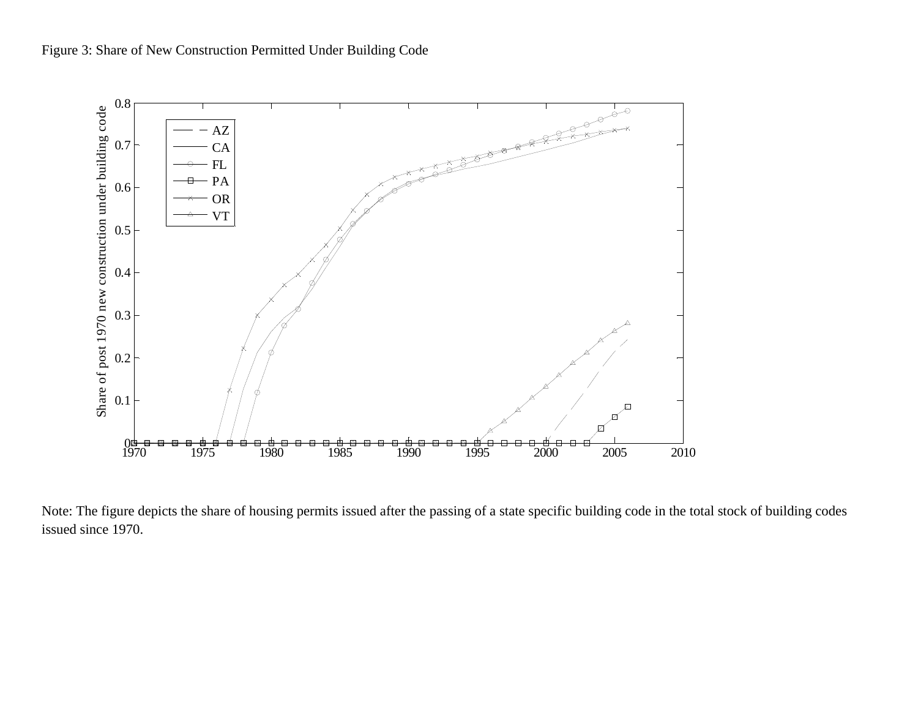Figure 3: Share of New Construction Permitted Under Building Code

Note: The figure depicts the share of housing permits issued after the passing of a state specific building code in the total stock of building codes issued since 1970.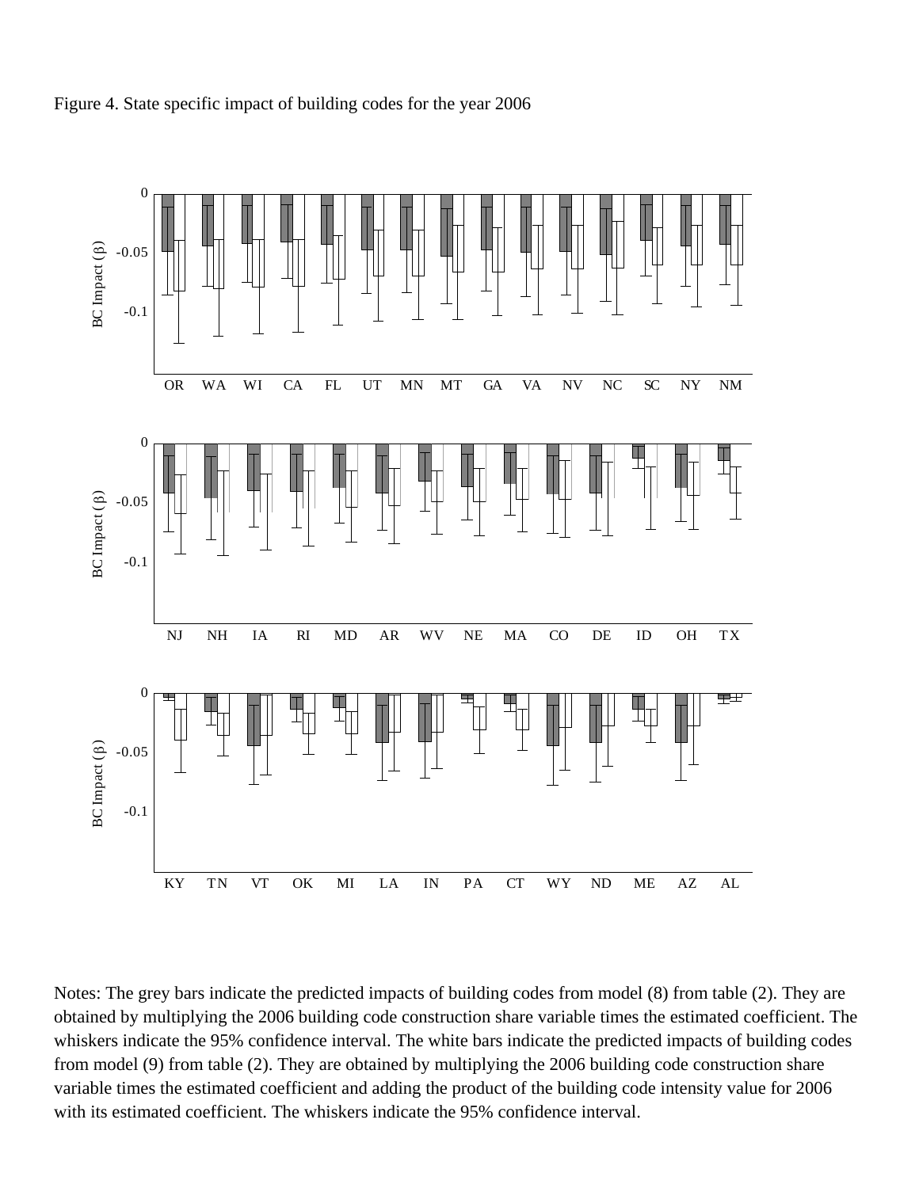Figure 4. State specific impact of building codes for the year 2006

Notes: The grey bars indicate the predicted impacts of building codes from model (8) from table (2). They are obtained by multiplying the 2006 building code construction share variable times the estimated coefficient. The whiskers indicate the 95% confidence interval. The white bars indicate the predicted impacts of building codes from model (9) from table (2). They are obtained by multiplying the 2006 building code construction share variable times the estimated coefficient and adding the product of the building code intensity value for 2006 with its estimated coefficient. The whiskers indicate the 95% confidence interval.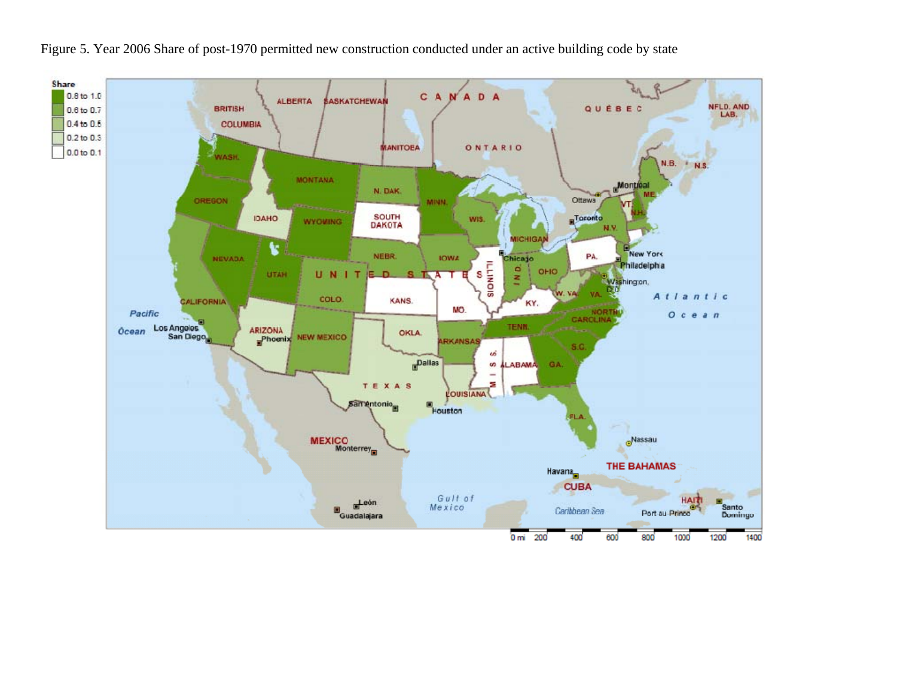Figure 5. Year 2006 Share of post-1970 permitted new construction conducted under an active building code by state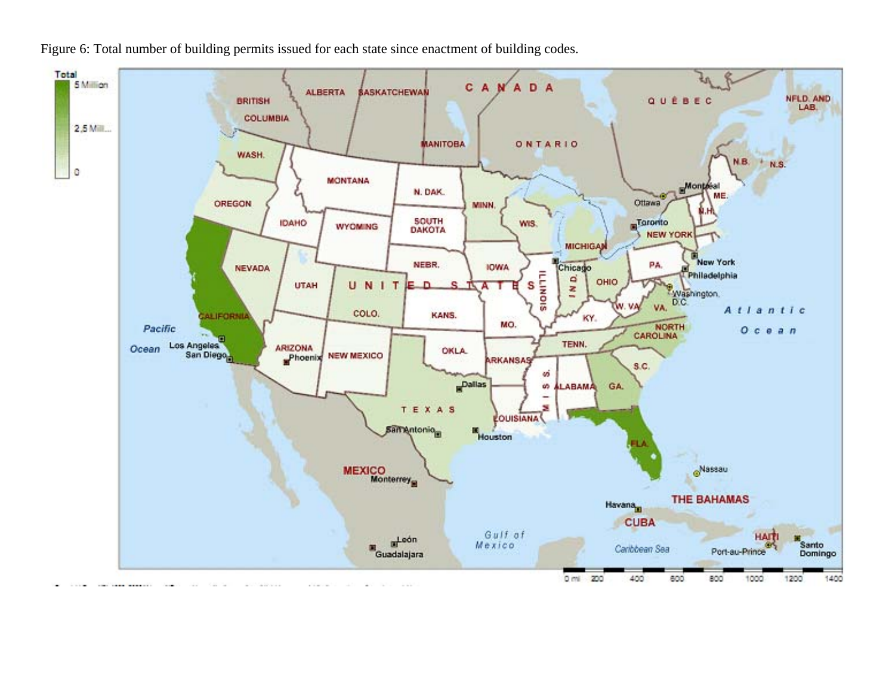Figure 6: Total number of building permits issued for each state since enactment of building codes.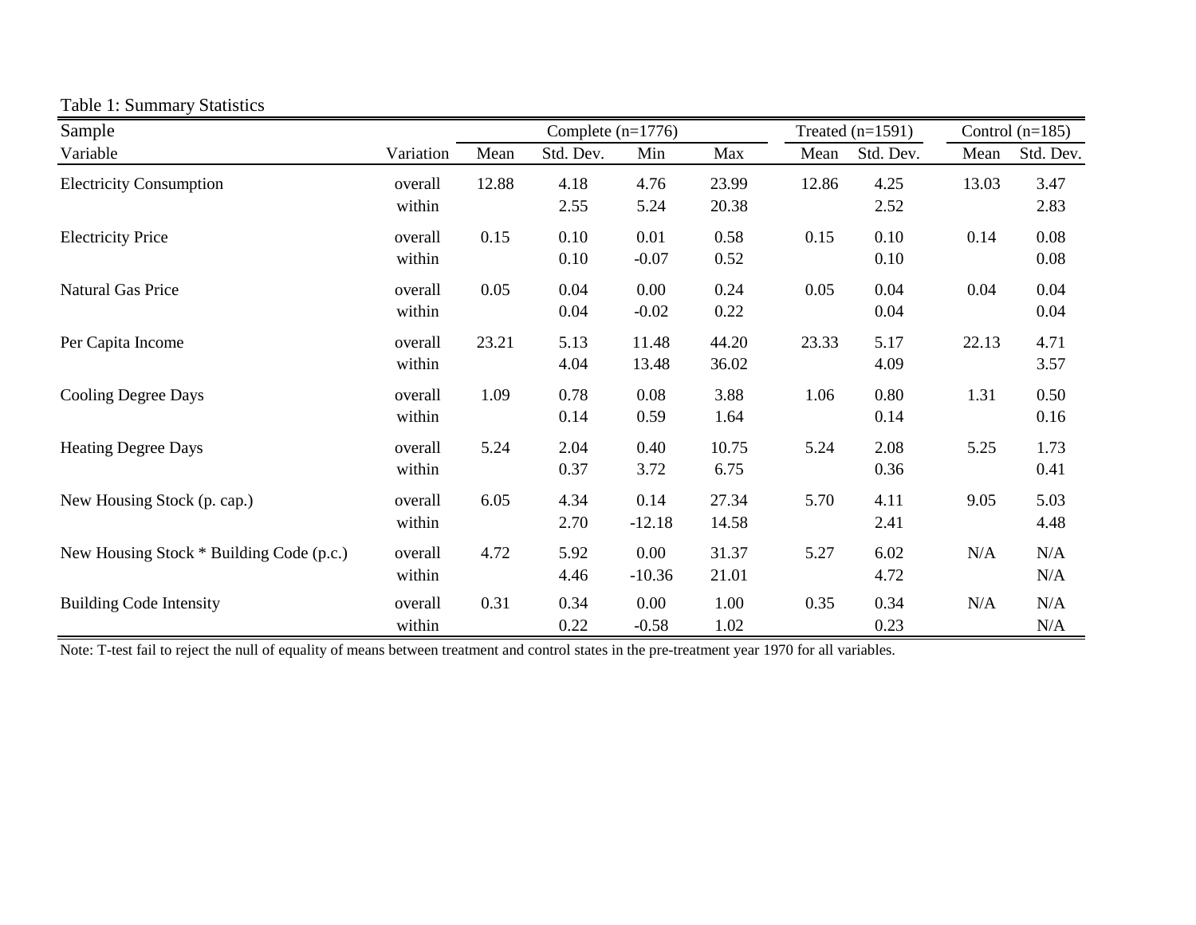Table 1: Summary Statistics

| Sample | | Complete (n=1776) | | | | Treated (n=1591) | | Control (n=185) | |
|---|---|---|---|---|---|---|---|---|---|
| Variable | Variation | Mean | Std. Dev. | Min | Max | Mean | Std. Dev. | Mean | Std. Dev. |
| Electricity Consumption | overall | 12.88 | 4.18 | 4.76 | 23.99 | 12.86 | 4.25 | 13.03 | 3.47 |
| | within | | 2.55 | 5.24 | 20.38 | | 2.52 | | 2.83 |
| Electricity Price | overall | 0.15 | 0.10 | 0.01 | 0.58 | 0.15 | 0.10 | 0.14 | 0.08 |
| | within | | 0.10 | -0.07 | 0.52 | | 0.10 | | 0.08 |
| Natural Gas Price | overall | 0.05 | 0.04 | 0.00 | 0.24 | 0.05 | 0.04 | 0.04 | 0.04 |
| | within | | 0.04 | -0.02 | 0.22 | | 0.04 | | 0.04 |
| Per Capita Income | overall | 23.21 | 5.13 | 11.48 | 44.20 | 23.33 | 5.17 | 22.13 | 4.71 |
| | within | | 4.04 | 13.48 | 36.02 | | 4.09 | | 3.57 |
| Cooling Degree Days | overall | 1.09 | 0.78 | 0.08 | 3.88 | 1.06 | 0.80 | 1.31 | 0.50 |
| | within | | 0.14 | 0.59 | 1.64 | | 0.14 | | 0.16 |
| Heating Degree Days | overall | 5.24 | 2.04 | 0.40 | 10.75 | 5.24 | 2.08 | 5.25 | 1.73 |
| | within | | 0.37 | 3.72 | 6.75 | | 0.36 | | 0.41 |
| New Housing Stock (p. cap.) | overall | 6.05 | 4.34 | 0.14 | 27.34 | 5.70 | 4.11 | 9.05 | 5.03 |
| | within | | 2.70 | -12.18 | 14.58 | | 2.41 | | 4.48 |
| New Housing Stock * Building Code (p.c.) | overall | 4.72 | 5.92 | 0.00 | 31.37 | 5.27 | 6.02 | N/A | N/A |
| | within | | 4.46 | -10.36 | 21.01 | | 4.72 | | N/A |
| Building Code Intensity | overall | 0.31 | 0.34 | 0.00 | 1.00 | 0.35 | 0.34 | N/A | N/A |
| | within | | 0.22 | -0.58 | 1.02 | | 0.23 | | N/A |

Note: T-test fail to reject the null of equality of means between treatment and control states in the pre-treatment year 1970 for all variables.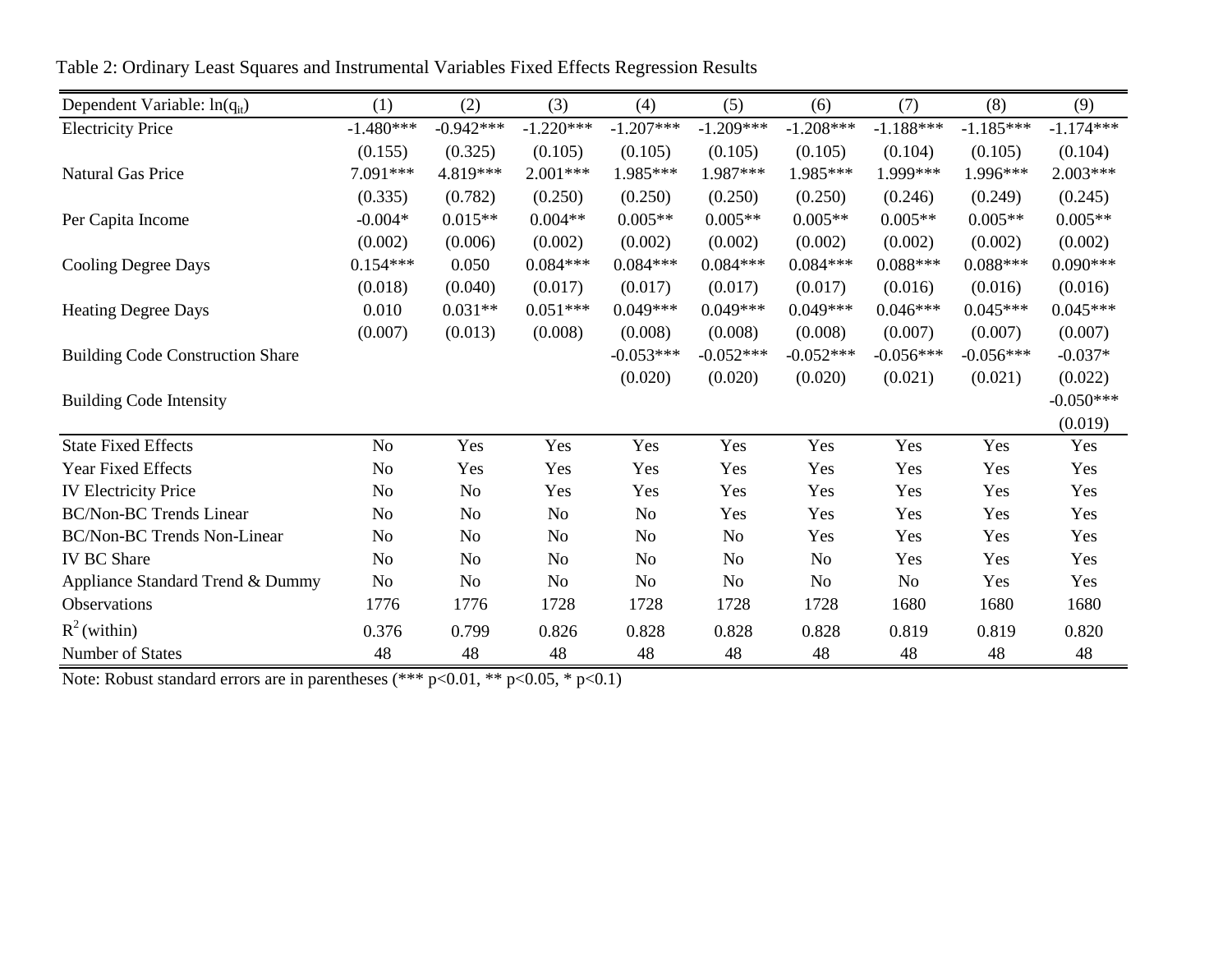Table 2: Ordinary Least Squares and Instrumental Variables Fixed Effects Regression Results

| Dependent Variable: $\ln(q_{it})$ | (1) | (2) | (3) | (4) | (5) | (6) | (7) | (8) | (9) |
|---|---|---|---|---|---|---|---|---|---|
| Electricity Price | -1.480*** | -0.942*** | -1.220*** | -1.207*** | -1.209*** | -1.208*** | -1.188*** | -1.185*** | -1.174*** |
| | (0.155) | (0.325) | (0.105) | (0.105) | (0.105) | (0.105) | (0.104) | (0.105) | (0.104) |
| Natural Gas Price | 7.091*** | 4.819*** | 2.001*** | 1.985*** | 1.987*** | 1.985*** | 1.999*** | 1.996*** | 2.003*** |
| | (0.335) | (0.782) | (0.250) | (0.250) | (0.250) | (0.250) | (0.246) | (0.249) | (0.245) |
| Per Capita Income | -0.004* | 0.015** | 0.004** | 0.005** | 0.005** | 0.005** | 0.005** | 0.005** | 0.005** |
| | (0.002) | (0.006) | (0.002) | (0.002) | (0.002) | (0.002) | (0.002) | (0.002) | (0.002) |
| Cooling Degree Days | 0.154*** | 0.050 | 0.084*** | 0.084*** | 0.084*** | 0.084*** | 0.088*** | 0.088*** | 0.090*** |
| | (0.018) | (0.040) | (0.017) | (0.017) | (0.017) | (0.017) | (0.016) | (0.016) | (0.016) |
| Heating Degree Days | 0.010 | 0.031** | 0.051*** | 0.049*** | 0.049*** | 0.049*** | 0.046*** | 0.045*** | 0.045*** |
| | (0.007) | (0.013) | (0.008) | (0.008) | (0.008) | (0.008) | (0.007) | (0.007) | (0.007) |
| Building Code Construction Share | | | | -0.053*** | -0.052*** | -0.052*** | -0.056*** | -0.056*** | -0.037* |
| | | | | (0.020) | (0.020) | (0.020) | (0.021) | (0.021) | (0.022) |
| Building Code Intensity | | | | | | | | | -0.050*** |
| | | | | | | | | | (0.019) |
| State Fixed Effects | No | Yes | Yes | Yes | Yes | Yes | Yes | Yes | Yes |
| Year Fixed Effects | No | Yes | Yes | Yes | Yes | Yes | Yes | Yes | Yes |
| IV Electricity Price | No | No | Yes | Yes | Yes | Yes | Yes | Yes | Yes |
| BC/Non-BC Trends Linear | No | No | No | No | Yes | Yes | Yes | Yes | Yes |
| BC/Non-BC Trends Non-Linear | No | No | No | No | No | Yes | Yes | Yes | Yes |
| IV BC Share | No | No | No | No | No | No | Yes | Yes | Yes |
| Appliance Standard Trend & Dummy | No | No | No | No | No | No | No | Yes | Yes |
| Observations | 1776 | 1776 | 1728 | 1728 | 1728 | 1728 | 1680 | 1680 | 1680 |
| $R^2$ (within) | 0.376 | 0.799 | 0.826 | 0.828 | 0.828 | 0.828 | 0.819 | 0.819 | 0.820 |
| Number of States | 48 | 48 | 48 | 48 | 48 | 48 | 48 | 48 | 48 |

Note: Robust standard errors are in parentheses (*** p<0.01, ** p<0.05, * p<0.1)